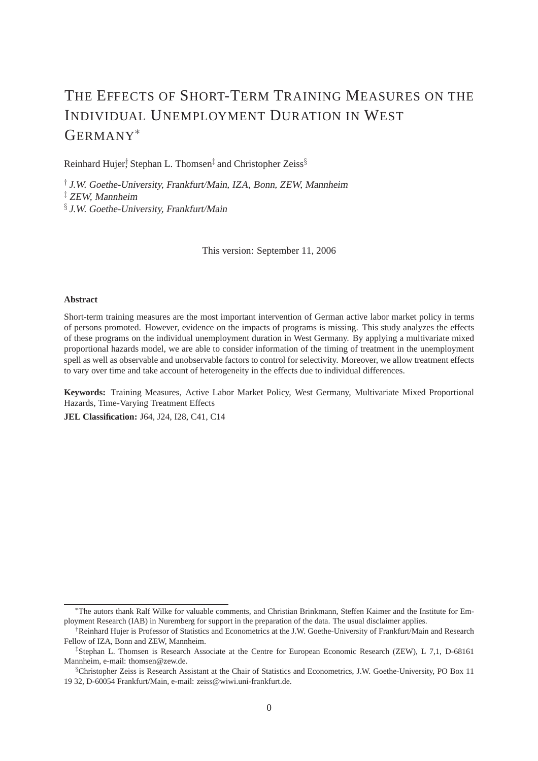# The Effects of Short-Term Training Measures on the Individual Unemployment Duration in West Germany*

Reinhard Hujer[†], Stephan L. Thomsen[‡] and Christopher Zeiss[§]

[†] *J.W. Goethe-University, Frankfurt/Main, IZA, Bonn, ZEW, Mannheim*
[‡] *ZEW, Mannheim*
[§] *J.W. Goethe-University, Frankfurt/Main*

This version: September 11, 2006

**Abstract**

Short-term training measures are the most important intervention of German active labor market policy in terms of persons promoted. However, evidence on the impacts of programs is missing. This study analyzes the effects of these programs on the individual unemployment duration in West Germany. By applying a multivariate mixed proportional hazards model, we are able to consider information of the timing of treatment in the unemployment spell as well as observable and unobservable factors to control for selectivity. Moreover, we allow treatment effects to vary over time and take account of heterogeneity in the effects due to individual differences.

**Keywords:** Training Measures, Active Labor Market Policy, West Germany, Multivariate Mixed Proportional Hazards, Time-Varying Treatment Effects

**JEL Classification:** J64, J24, I28, C41, C14

---

*The autors thank Ralf Wilke for valuable comments, and Christian Brinkmann, Steffen Kaimer and the Institute for Employment Research (IAB) in Nuremberg for support in the preparation of the data. The usual disclaimer applies.

[†]Reinhard Hujer is Professor of Statistics and Econometrics at the J.W. Goethe-University of Frankfurt/Main and Research Fellow of IZA, Bonn and ZEW, Mannheim.

[‡]Stephan L. Thomsen is Research Associate at the Centre for European Economic Research (ZEW), L 7,1, D-68161 Mannheim, e-mail: thomsen@zew.de.

[§]Christopher Zeiss is Research Assistant at the Chair of Statistics and Econometrics, J.W. Goethe-University, PO Box 11 19 32, D-60054 Frankfurt/Main, e-mail: zeiss@wiwi.uni-frankfurt.de.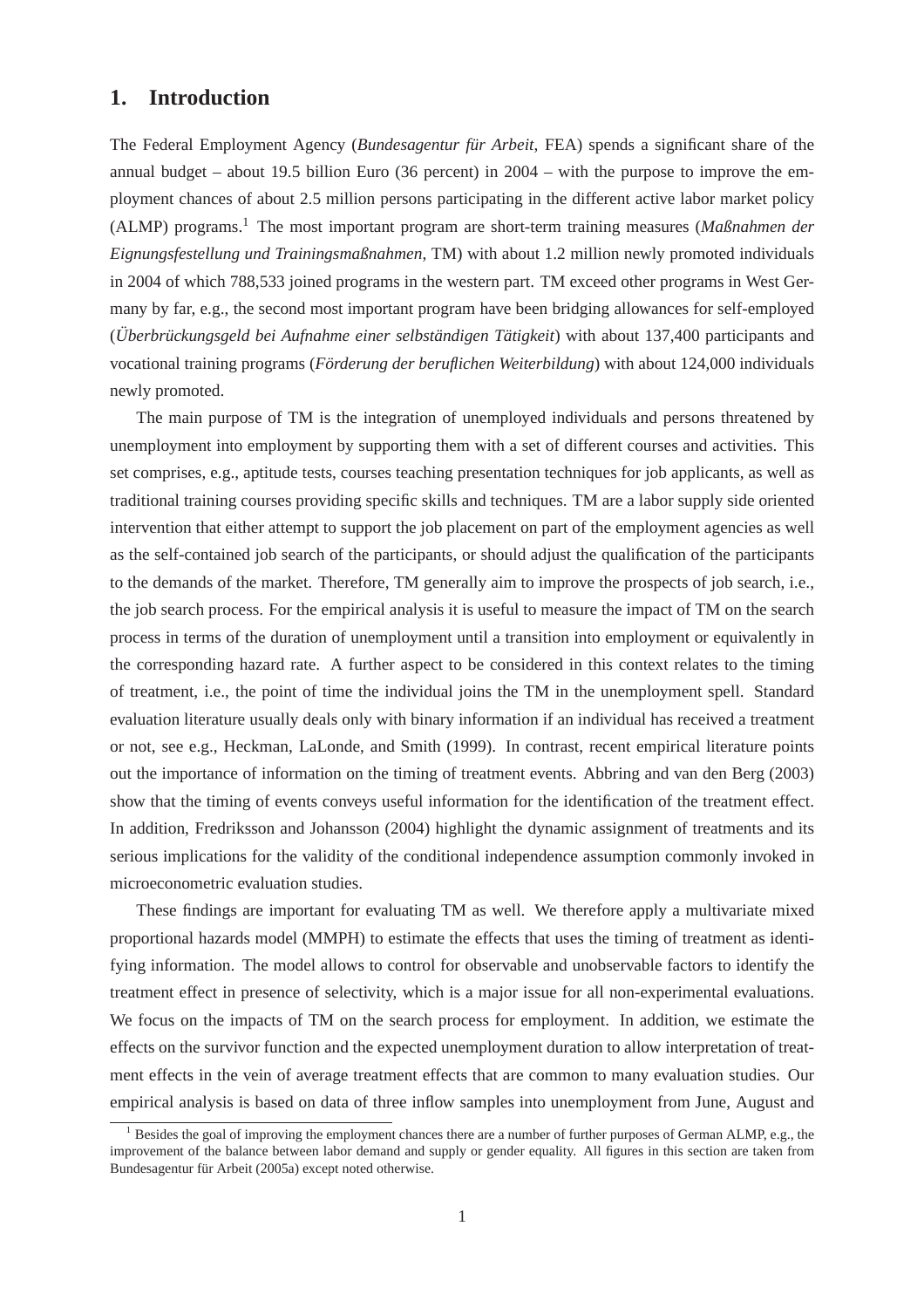## 1. Introduction

The Federal Employment Agency (*Bundesagentur für Arbeit*, FEA) spends a significant share of the annual budget – about 19.5 billion Euro (36 percent) in 2004 – with the purpose to improve the employment chances of about 2.5 million persons participating in the different active labor market policy (ALMP) programs.[1] The most important program are short-term training measures (*Maßnahmen der Eignungsfestellung und Trainingsmaßnahmen*, TM) with about 1.2 million newly promoted individuals in 2004 of which 788,533 joined programs in the western part. TM exceed other programs in West Germany by far, e.g., the second most important program have been bridging allowances for self-employed (*Überbrückungsgeld bei Aufnahme einer selbständigen Tätigkeit*) with about 137,400 participants and vocational training programs (*Förderung der beruflichen Weiterbildung*) with about 124,000 individuals newly promoted.

The main purpose of TM is the integration of unemployed individuals and persons threatened by unemployment into employment by supporting them with a set of different courses and activities. This set comprises, e.g., aptitude tests, courses teaching presentation techniques for job applicants, as well as traditional training courses providing specific skills and techniques. TM are a labor supply side oriented intervention that either attempt to support the job placement on part of the employment agencies as well as the self-contained job search of the participants, or should adjust the qualification of the participants to the demands of the market. Therefore, TM generally aim to improve the prospects of job search, i.e., the job search process. For the empirical analysis it is useful to measure the impact of TM on the search process in terms of the duration of unemployment until a transition into employment or equivalently in the corresponding hazard rate. A further aspect to be considered in this context relates to the timing of treatment, i.e., the point of time the individual joins the TM in the unemployment spell. Standard evaluation literature usually deals only with binary information if an individual has received a treatment or not, see e.g., Heckman, LaLonde, and Smith (1999). In contrast, recent empirical literature points out the importance of information on the timing of treatment events. Abbring and van den Berg (2003) show that the timing of events conveys useful information for the identification of the treatment effect. In addition, Fredriksson and Johansson (2004) highlight the dynamic assignment of treatments and its serious implications for the validity of the conditional independence assumption commonly invoked in microeconometric evaluation studies.

These findings are important for evaluating TM as well. We therefore apply a multivariate mixed proportional hazards model (MMPH) to estimate the effects that uses the timing of treatment as identifying information. The model allows to control for observable and unobservable factors to identify the treatment effect in presence of selectivity, which is a major issue for all non-experimental evaluations. We focus on the impacts of TM on the search process for employment. In addition, we estimate the effects on the survivor function and the expected unemployment duration to allow interpretation of treatment effects in the vein of average treatment effects that are common to many evaluation studies. Our empirical analysis is based on data of three inflow samples into unemployment from June, August and

[1] Besides the goal of improving the employment chances there are a number of further purposes of German ALMP, e.g., the improvement of the balance between labor demand and supply or gender equality. All figures in this section are taken from Bundesagentur für Arbeit (2005a) except noted otherwise.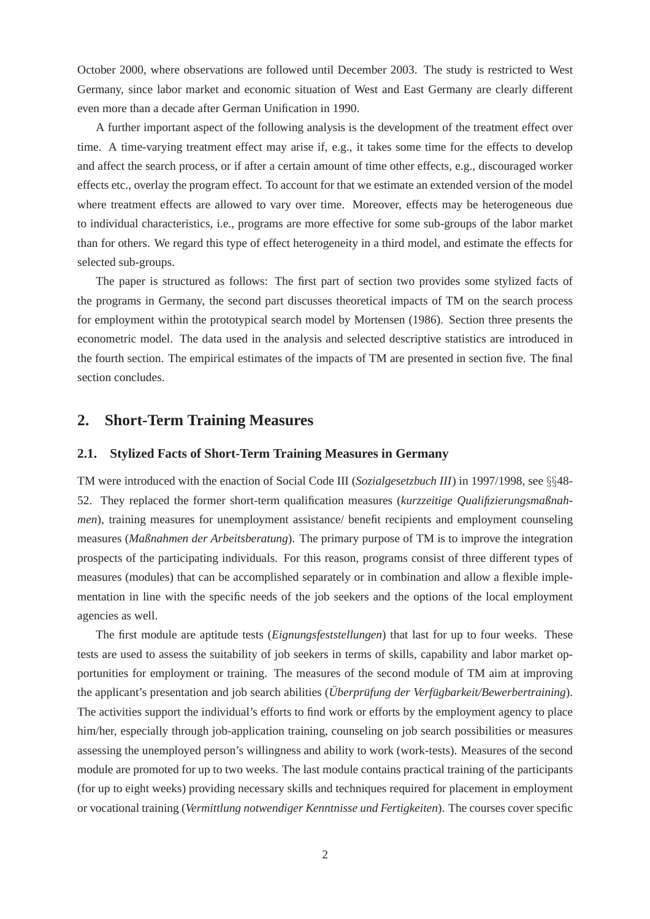October 2000, where observations are followed until December 2003. The study is restricted to West Germany, since labor market and economic situation of West and East Germany are clearly different even more than a decade after German Unification in 1990.

A further important aspect of the following analysis is the development of the treatment effect over time. A time-varying treatment effect may arise if, e.g., it takes some time for the effects to develop and affect the search process, or if after a certain amount of time other effects, e.g., discouraged worker effects etc., overlay the program effect. To account for that we estimate an extended version of the model where treatment effects are allowed to vary over time. Moreover, effects may be heterogeneous due to individual characteristics, i.e., programs are more effective for some sub-groups of the labor market than for others. We regard this type of effect heterogeneity in a third model, and estimate the effects for selected sub-groups.

The paper is structured as follows: The first part of section two provides some stylized facts of the programs in Germany, the second part discusses theoretical impacts of TM on the search process for employment within the prototypical search model by Mortensen (1986). Section three presents the econometric model. The data used in the analysis and selected descriptive statistics are introduced in the fourth section. The empirical estimates of the impacts of TM are presented in section five. The final section concludes.

## 2. Short-Term Training Measures

### 2.1. Stylized Facts of Short-Term Training Measures in Germany

TM were introduced with the enaction of Social Code III (*Sozialgesetzbuch III*) in 1997/1998, see §§48-52. They replaced the former short-term qualification measures (*kurzzeitige Qualifizierungsmaßnahmen*), training measures for unemployment assistance/ benefit recipients and employment counseling measures (*Maßnahmen der Arbeitsberatung*). The primary purpose of TM is to improve the integration prospects of the participating individuals. For this reason, programs consist of three different types of measures (modules) that can be accomplished separately or in combination and allow a flexible implementation in line with the specific needs of the job seekers and the options of the local employment agencies as well.

The first module are aptitude tests (*Eignungsfeststellungen*) that last for up to four weeks. These tests are used to assess the suitability of job seekers in terms of skills, capability and labor market opportunities for employment or training. The measures of the second module of TM aim at improving the applicant's presentation and job search abilities (*Überprüfung der Verfügbarkeit/Bewerbertraining*). The activities support the individual's efforts to find work or efforts by the employment agency to place him/her, especially through job-application training, counseling on job search possibilities or measures assessing the unemployed person's willingness and ability to work (work-tests). Measures of the second module are promoted for up to two weeks. The last module contains practical training of the participants (for up to eight weeks) providing necessary skills and techniques required for placement in employment or vocational training (*Vermittlung notwendiger Kenntnisse und Fertigkeiten*). The courses cover specific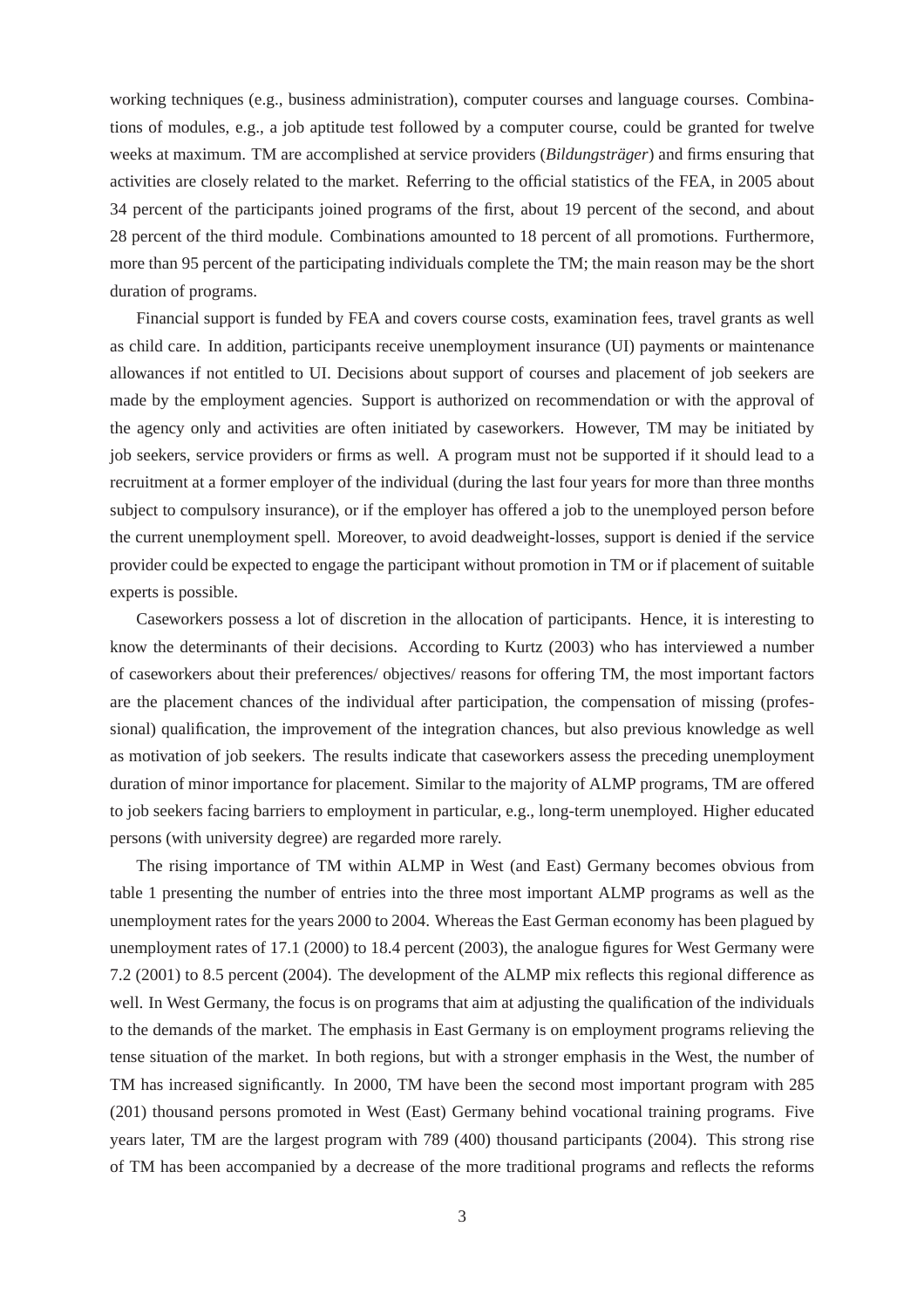working techniques (e.g., business administration), computer courses and language courses. Combinations of modules, e.g., a job aptitude test followed by a computer course, could be granted for twelve weeks at maximum. TM are accomplished at service providers (*Bildungsträger*) and firms ensuring that activities are closely related to the market. Referring to the official statistics of the FEA, in 2005 about 34 percent of the participants joined programs of the first, about 19 percent of the second, and about 28 percent of the third module. Combinations amounted to 18 percent of all promotions. Furthermore, more than 95 percent of the participating individuals complete the TM; the main reason may be the short duration of programs.

Financial support is funded by FEA and covers course costs, examination fees, travel grants as well as child care. In addition, participants receive unemployment insurance (UI) payments or maintenance allowances if not entitled to UI. Decisions about support of courses and placement of job seekers are made by the employment agencies. Support is authorized on recommendation or with the approval of the agency only and activities are often initiated by caseworkers. However, TM may be initiated by job seekers, service providers or firms as well. A program must not be supported if it should lead to a recruitment at a former employer of the individual (during the last four years for more than three months subject to compulsory insurance), or if the employer has offered a job to the unemployed person before the current unemployment spell. Moreover, to avoid deadweight-losses, support is denied if the service provider could be expected to engage the participant without promotion in TM or if placement of suitable experts is possible.

Caseworkers possess a lot of discretion in the allocation of participants. Hence, it is interesting to know the determinants of their decisions. According to Kurtz (2003) who has interviewed a number of caseworkers about their preferences/ objectives/ reasons for offering TM, the most important factors are the placement chances of the individual after participation, the compensation of missing (professional) qualification, the improvement of the integration chances, but also previous knowledge as well as motivation of job seekers. The results indicate that caseworkers assess the preceding unemployment duration of minor importance for placement. Similar to the majority of ALMP programs, TM are offered to job seekers facing barriers to employment in particular, e.g., long-term unemployed. Higher educated persons (with university degree) are regarded more rarely.

The rising importance of TM within ALMP in West (and East) Germany becomes obvious from table 1 presenting the number of entries into the three most important ALMP programs as well as the unemployment rates for the years 2000 to 2004. Whereas the East German economy has been plagued by unemployment rates of 17.1 (2000) to 18.4 percent (2003), the analogue figures for West Germany were 7.2 (2001) to 8.5 percent (2004). The development of the ALMP mix reflects this regional difference as well. In West Germany, the focus is on programs that aim at adjusting the qualification of the individuals to the demands of the market. The emphasis in East Germany is on employment programs relieving the tense situation of the market. In both regions, but with a stronger emphasis in the West, the number of TM has increased significantly. In 2000, TM have been the second most important program with 285 (201) thousand persons promoted in West (East) Germany behind vocational training programs. Five years later, TM are the largest program with 789 (400) thousand participants (2004). This strong rise of TM has been accompanied by a decrease of the more traditional programs and reflects the reforms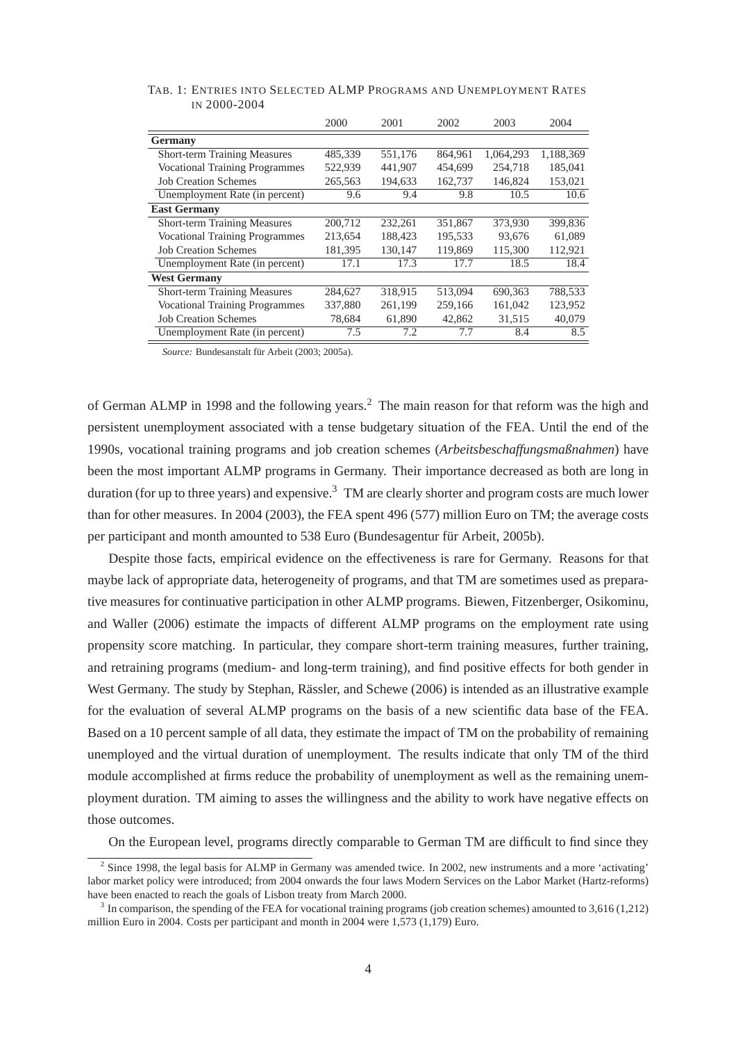TAB. 1: ENTRIES INTO SELECTED ALMP PROGRAMS AND UNEMPLOYMENT RATES IN 2000-2004

| | 2000 | 2001 | 2002 | 2003 | 2004 |
|---|---|---|---|---|---|
| **Germany** | | | | | |
| Short-term Training Measures | 485,339 | 551,176 | 864,961 | 1,064,293 | 1,188,369 |
| Vocational Training Programmes | 522,939 | 441,907 | 454,699 | 254,718 | 185,041 |
| Job Creation Schemes | 265,563 | 194,633 | 162,737 | 146,824 | 153,021 |
| Unemployment Rate (in percent) | 9.6 | 9.4 | 9.8 | 10.5 | 10.6 |
| **East Germany** | | | | | |
| Short-term Training Measures | 200,712 | 232,261 | 351,867 | 373,930 | 399,836 |
| Vocational Training Programmes | 213,654 | 188,423 | 195,533 | 93,676 | 61,089 |
| Job Creation Schemes | 181,395 | 130,147 | 119,869 | 115,300 | 112,921 |
| Unemployment Rate (in percent) | 17.1 | 17.3 | 17.7 | 18.5 | 18.4 |
| **West Germany** | | | | | |
| Short-term Training Measures | 284,627 | 318,915 | 513,094 | 690,363 | 788,533 |
| Vocational Training Programmes | 337,880 | 261,199 | 259,166 | 161,042 | 123,952 |
| Job Creation Schemes | 78,684 | 61,890 | 42,862 | 31,515 | 40,079 |
| Unemployment Rate (in percent) | 7.5 | 7.2 | 7.7 | 8.4 | 8.5 |

*Source:* Bundesanstalt für Arbeit (2003; 2005a).

of German ALMP in 1998 and the following years.[2] The main reason for that reform was the high and persistent unemployment associated with a tense budgetary situation of the FEA. Until the end of the 1990s, vocational training programs and job creation schemes (*Arbeitsbeschaffungsmaßnahmen*) have been the most important ALMP programs in Germany. Their importance decreased as both are long in duration (for up to three years) and expensive.[3] TM are clearly shorter and program costs are much lower than for other measures. In 2004 (2003), the FEA spent 496 (577) million Euro on TM; the average costs per participant and month amounted to 538 Euro (Bundesagentur für Arbeit, 2005b).

Despite those facts, empirical evidence on the effectiveness is rare for Germany. Reasons for that maybe lack of appropriate data, heterogeneity of programs, and that TM are sometimes used as preparative measures for continuative participation in other ALMP programs. Biewen, Fitzenberger, Osikominu, and Waller (2006) estimate the impacts of different ALMP programs on the employment rate using propensity score matching. In particular, they compare short-term training measures, further training, and retraining programs (medium- and long-term training), and find positive effects for both gender in West Germany. The study by Stephan, Rässler, and Schewe (2006) is intended as an illustrative example for the evaluation of several ALMP programs on the basis of a new scientific data base of the FEA. Based on a 10 percent sample of all data, they estimate the impact of TM on the probability of remaining unemployed and the virtual duration of unemployment. The results indicate that only TM of the third module accomplished at firms reduce the probability of unemployment as well as the remaining unemployment duration. TM aiming to asses the willingness and the ability to work have negative effects on those outcomes.

On the European level, programs directly comparable to German TM are difficult to find since they

[2] Since 1998, the legal basis for ALMP in Germany was amended twice. In 2002, new instruments and a more 'activating' labor market policy were introduced; from 2004 onwards the four laws Modern Services on the Labor Market (Hartz-reforms) have been enacted to reach the goals of Lisbon treaty from March 2000.

[3] In comparison, the spending of the FEA for vocational training programs (job creation schemes) amounted to 3,616 (1,212) million Euro in 2004. Costs per participant and month in 2004 were 1,573 (1,179) Euro.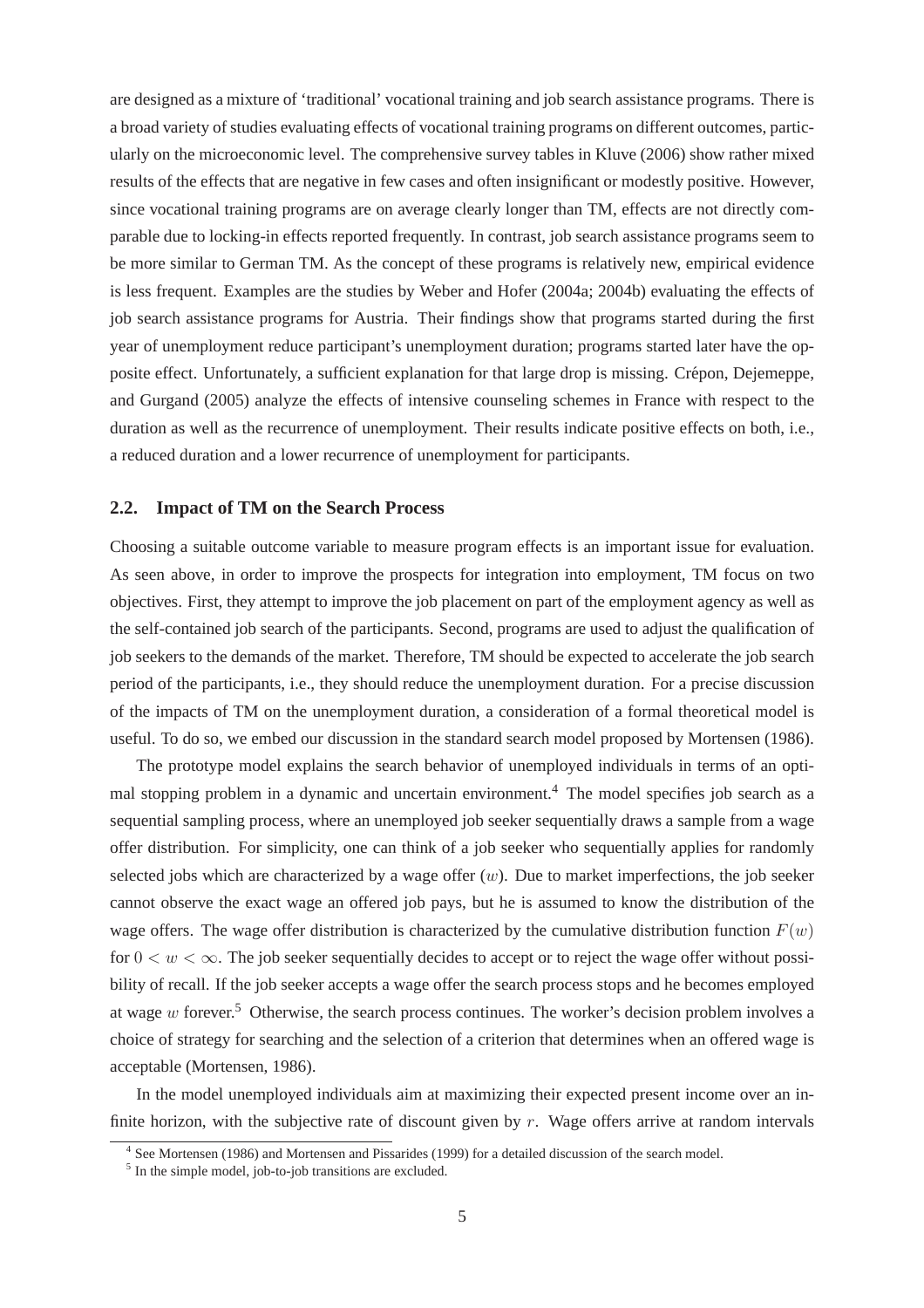are designed as a mixture of 'traditional' vocational training and job search assistance programs. There is a broad variety of studies evaluating effects of vocational training programs on different outcomes, particularly on the microeconomic level. The comprehensive survey tables in Kluve (2006) show rather mixed results of the effects that are negative in few cases and often insignificant or modestly positive. However, since vocational training programs are on average clearly longer than TM, effects are not directly comparable due to locking-in effects reported frequently. In contrast, job search assistance programs seem to be more similar to German TM. As the concept of these programs is relatively new, empirical evidence is less frequent. Examples are the studies by Weber and Hofer (2004a; 2004b) evaluating the effects of job search assistance programs for Austria. Their findings show that programs started during the first year of unemployment reduce participant's unemployment duration; programs started later have the opposite effect. Unfortunately, a sufficient explanation for that large drop is missing. Crépon, Dejemeppe, and Gurgand (2005) analyze the effects of intensive counseling schemes in France with respect to the duration as well as the recurrence of unemployment. Their results indicate positive effects on both, i.e., a reduced duration and a lower recurrence of unemployment for participants.

## 2.2. Impact of TM on the Search Process

Choosing a suitable outcome variable to measure program effects is an important issue for evaluation. As seen above, in order to improve the prospects for integration into employment, TM focus on two objectives. First, they attempt to improve the job placement on part of the employment agency as well as the self-contained job search of the participants. Second, programs are used to adjust the qualification of job seekers to the demands of the market. Therefore, TM should be expected to accelerate the job search period of the participants, i.e., they should reduce the unemployment duration. For a precise discussion of the impacts of TM on the unemployment duration, a consideration of a formal theoretical model is useful. To do so, we embed our discussion in the standard search model proposed by Mortensen (1986).

The prototype model explains the search behavior of unemployed individuals in terms of an optimal stopping problem in a dynamic and uncertain environment.[4] The model specifies job search as a sequential sampling process, where an unemployed job seeker sequentially draws a sample from a wage offer distribution. For simplicity, one can think of a job seeker who sequentially applies for randomly selected jobs which are characterized by a wage offer ($w$). Due to market imperfections, the job seeker cannot observe the exact wage an offered job pays, but he is assumed to know the distribution of the wage offers. The wage offer distribution is characterized by the cumulative distribution function $F(w)$ for $0 < w < \infty$. The job seeker sequentially decides to accept or to reject the wage offer without possibility of recall. If the job seeker accepts a wage offer the search process stops and he becomes employed at wage $w$ forever.[5] Otherwise, the search process continues. The worker's decision problem involves a choice of strategy for searching and the selection of a criterion that determines when an offered wage is acceptable (Mortensen, 1986).

In the model unemployed individuals aim at maximizing their expected present income over an infinite horizon, with the subjective rate of discount given by $r$. Wage offers arrive at random intervals

[4] See Mortensen (1986) and Mortensen and Pissarides (1999) for a detailed discussion of the search model.

[5] In the simple model, job-to-job transitions are excluded.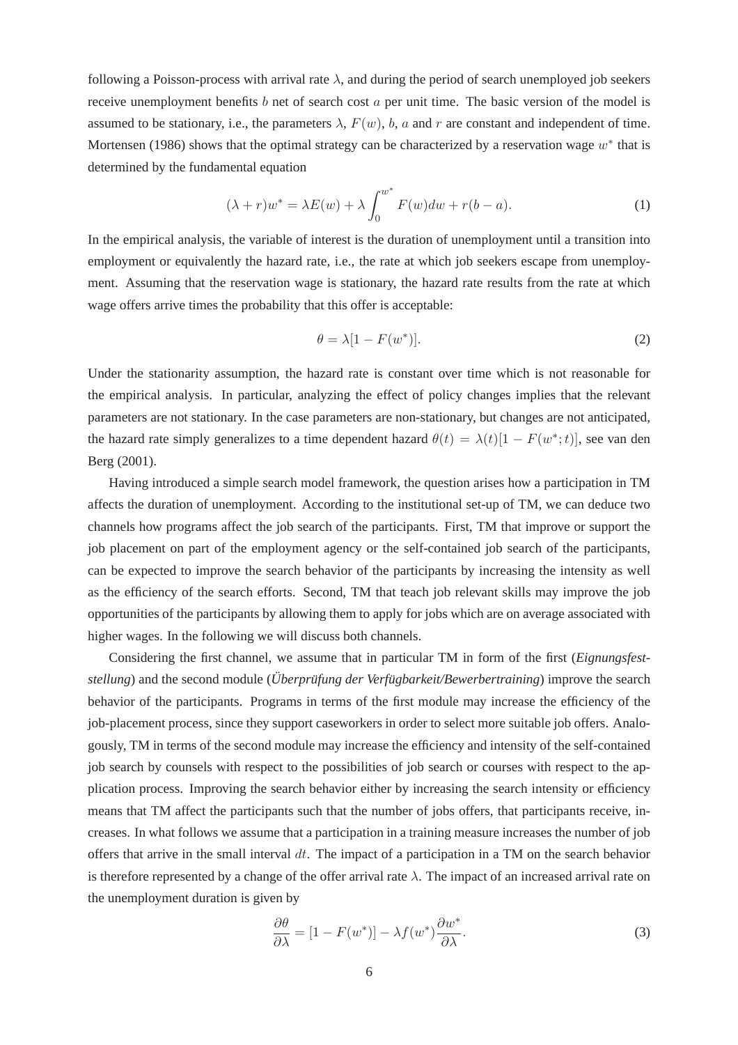following a Poisson-process with arrival rate $\lambda$, and during the period of search unemployed job seekers receive unemployment benefits $b$ net of search cost $a$ per unit time. The basic version of the model is assumed to be stationary, i.e., the parameters $\lambda$, $F(w)$, $b$, $a$ and $r$ are constant and independent of time. Mortensen (1986) shows that the optimal strategy can be characterized by a reservation wage $w^*$ that is determined by the fundamental equation

$$(\lambda + r)w^* = \lambda E(w) + \lambda \int_0^{w^*} F(w)dw + r(b - a). \tag{1}$$

In the empirical analysis, the variable of interest is the duration of unemployment until a transition into employment or equivalently the hazard rate, i.e., the rate at which job seekers escape from unemployment. Assuming that the reservation wage is stationary, the hazard rate results from the rate at which wage offers arrive times the probability that this offer is acceptable:

$$\theta = \lambda[1 - F(w^*)]. \tag{2}$$

Under the stationarity assumption, the hazard rate is constant over time which is not reasonable for the empirical analysis. In particular, analyzing the effect of policy changes implies that the relevant parameters are not stationary. In the case parameters are non-stationary, but changes are not anticipated, the hazard rate simply generalizes to a time dependent hazard $\theta(t) = \lambda(t)[1 - F(w^*; t)]$, see van den Berg (2001).

Having introduced a simple search model framework, the question arises how a participation in TM affects the duration of unemployment. According to the institutional set-up of TM, we can deduce two channels how programs affect the job search of the participants. First, TM that improve or support the job placement on part of the employment agency or the self-contained job search of the participants, can be expected to improve the search behavior of the participants by increasing the intensity as well as the efficiency of the search efforts. Second, TM that teach job relevant skills may improve the job opportunities of the participants by allowing them to apply for jobs which are on average associated with higher wages. In the following we will discuss both channels.

Considering the first channel, we assume that in particular TM in form of the first (*Eignungsfeststellung*) and the second module (*Überprüfung der Verfügbarkeit/Bewerbertraining*) improve the search behavior of the participants. Programs in terms of the first module may increase the efficiency of the job-placement process, since they support caseworkers in order to select more suitable job offers. Analogously, TM in terms of the second module may increase the efficiency and intensity of the self-contained job search by counsels with respect to the possibilities of job search or courses with respect to the application process. Improving the search behavior either by increasing the search intensity or efficiency means that TM affect the participants such that the number of jobs offers, that participants receive, increases. In what follows we assume that a participation in a training measure increases the number of job offers that arrive in the small interval $dt$. The impact of a participation in a TM on the search behavior is therefore represented by a change of the offer arrival rate $\lambda$. The impact of an increased arrival rate on the unemployment duration is given by

$$\frac{\partial \theta}{\partial \lambda} = [1 - F(w^*)] - \lambda f(w^*) \frac{\partial w^*}{\partial \lambda}. \tag{3}$$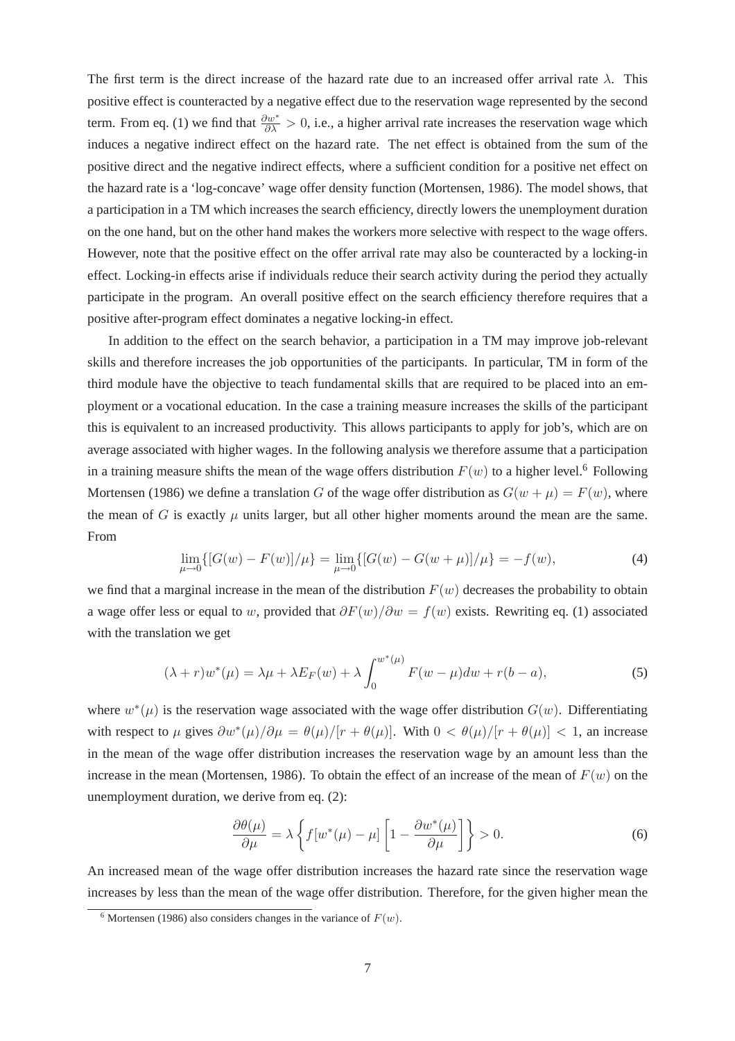The first term is the direct increase of the hazard rate due to an increased offer arrival rate $\lambda$. This positive effect is counteracted by a negative effect due to the reservation wage represented by the second term. From eq. (1) we find that $\frac{\partial w^*}{\partial \lambda} > 0$, i.e., a higher arrival rate increases the reservation wage which induces a negative indirect effect on the hazard rate. The net effect is obtained from the sum of the positive direct and the negative indirect effects, where a sufficient condition for a positive net effect on the hazard rate is a 'log-concave' wage offer density function (Mortensen, 1986). The model shows, that a participation in a TM which increases the search efficiency, directly lowers the unemployment duration on the one hand, but on the other hand makes the workers more selective with respect to the wage offers. However, note that the positive effect on the offer arrival rate may also be counteracted by a locking-in effect. Locking-in effects arise if individuals reduce their search activity during the period they actually participate in the program. An overall positive effect on the search efficiency therefore requires that a positive after-program effect dominates a negative locking-in effect.

In addition to the effect on the search behavior, a participation in a TM may improve job-relevant skills and therefore increases the job opportunities of the participants. In particular, TM in form of the third module have the objective to teach fundamental skills that are required to be placed into an employment or a vocational education. In the case a training measure increases the skills of the participant this is equivalent to an increased productivity. This allows participants to apply for job's, which are on average associated with higher wages. In the following analysis we therefore assume that a participation in a training measure shifts the mean of the wage offers distribution $F(w)$ to a higher level.[6] Following Mortensen (1986) we define a translation $G$ of the wage offer distribution as $G(w + \mu) = F(w)$, where the mean of $G$ is exactly $\mu$ units larger, but all other higher moments around the mean are the same. From

$$\lim_{\mu \to 0}\{[G(w) - F(w)]/\mu\} = \lim_{\mu \to 0}\{[G(w) - G(w + \mu)]/\mu\} = -f(w), \tag{4}$$

we find that a marginal increase in the mean of the distribution $F(w)$ decreases the probability to obtain a wage offer less or equal to $w$, provided that $\partial F(w)/\partial w = f(w)$ exists. Rewriting eq. (1) associated with the translation we get

$$(\lambda + r)w^*(\mu) = \lambda\mu + \lambda E_F(w) + \lambda \int_0^{w^*(\mu)} F(w - \mu)dw + r(b - a), \tag{5}$$

where $w^*(\mu)$ is the reservation wage associated with the wage offer distribution $G(w)$. Differentiating with respect to $\mu$ gives $\partial w^*(\mu)/\partial\mu = \theta(\mu)/[r + \theta(\mu)]$. With $0 < \theta(\mu)/[r + \theta(\mu)] < 1$, an increase in the mean of the wage offer distribution increases the reservation wage by an amount less than the increase in the mean (Mortensen, 1986). To obtain the effect of an increase of the mean of $F(w)$ on the unemployment duration, we derive from eq. (2):

$$\frac{\partial \theta(\mu)}{\partial \mu} = \lambda \left\{ f[w^*(\mu) - \mu] \left[1 - \frac{\partial w^*(\mu)}{\partial \mu}\right] \right\} > 0. \tag{6}$$

An increased mean of the wage offer distribution increases the hazard rate since the reservation wage increases by less than the mean of the wage offer distribution. Therefore, for the given higher mean the

[6] Mortensen (1986) also considers changes in the variance of $F(w)$.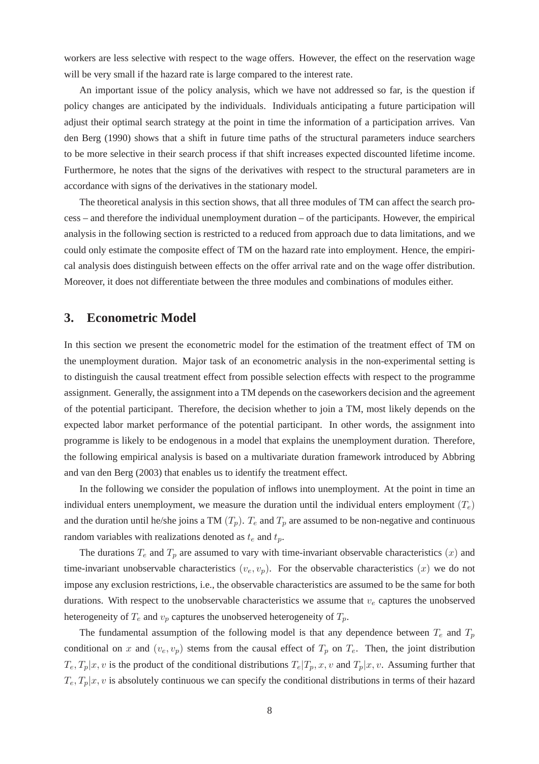workers are less selective with respect to the wage offers. However, the effect on the reservation wage will be very small if the hazard rate is large compared to the interest rate.

An important issue of the policy analysis, which we have not addressed so far, is the question if policy changes are anticipated by the individuals. Individuals anticipating a future participation will adjust their optimal search strategy at the point in time the information of a participation arrives. Van den Berg (1990) shows that a shift in future time paths of the structural parameters induce searchers to be more selective in their search process if that shift increases expected discounted lifetime income. Furthermore, he notes that the signs of the derivatives with respect to the structural parameters are in accordance with signs of the derivatives in the stationary model.

The theoretical analysis in this section shows, that all three modules of TM can affect the search process – and therefore the individual unemployment duration – of the participants. However, the empirical analysis in the following section is restricted to a reduced from approach due to data limitations, and we could only estimate the composite effect of TM on the hazard rate into employment. Hence, the empirical analysis does distinguish between effects on the offer arrival rate and on the wage offer distribution. Moreover, it does not differentiate between the three modules and combinations of modules either.

## 3. Econometric Model

In this section we present the econometric model for the estimation of the treatment effect of TM on the unemployment duration. Major task of an econometric analysis in the non-experimental setting is to distinguish the causal treatment effect from possible selection effects with respect to the programme assignment. Generally, the assignment into a TM depends on the caseworkers decision and the agreement of the potential participant. Therefore, the decision whether to join a TM, most likely depends on the expected labor market performance of the potential participant. In other words, the assignment into programme is likely to be endogenous in a model that explains the unemployment duration. Therefore, the following empirical analysis is based on a multivariate duration framework introduced by Abbring and van den Berg (2003) that enables us to identify the treatment effect.

In the following we consider the population of inflows into unemployment. At the point in time an individual enters unemployment, we measure the duration until the individual enters employment ($T_e$) and the duration until he/she joins a TM ($T_p$). $T_e$ and $T_p$ are assumed to be non-negative and continuous random variables with realizations denoted as $t_e$ and $t_p$.

The durations $T_e$ and $T_p$ are assumed to vary with time-invariant observable characteristics ($x$) and time-invariant unobservable characteristics ($v_e, v_p$). For the observable characteristics ($x$) we do not impose any exclusion restrictions, i.e., the observable characteristics are assumed to be the same for both durations. With respect to the unobservable characteristics we assume that $v_e$ captures the unobserved heterogeneity of $T_e$ and $v_p$ captures the unobserved heterogeneity of $T_p$.

The fundamental assumption of the following model is that any dependence between $T_e$ and $T_p$ conditional on $x$ and $(v_e, v_p)$ stems from the causal effect of $T_p$ on $T_e$. Then, the joint distribution $T_e, T_p|x, v$ is the product of the conditional distributions $T_e|T_p, x, v$ and $T_p|x, v$. Assuming further that $T_e, T_p|x, v$ is absolutely continuous we can specify the conditional distributions in terms of their hazard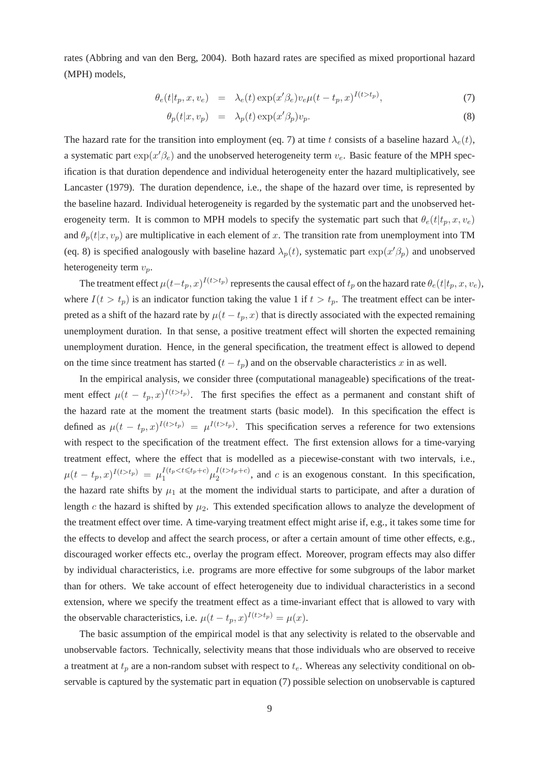rates (Abbring and van den Berg, 2004). Both hazard rates are specified as mixed proportional hazard (MPH) models,

$$\theta_e(t|t_p, x, v_e) = \lambda_e(t) \exp(x'\beta_e) v_e \mu(t - t_p, x)^{I(t>t_p)}, \tag{7}$$

$$\theta_p(t|x, v_p) = \lambda_p(t) \exp(x'\beta_p) v_p. \tag{8}$$

The hazard rate for the transition into employment (eq. 7) at time $t$ consists of a baseline hazard $\lambda_e(t)$, a systematic part $\exp(x'\beta_e)$ and the unobserved heterogeneity term $v_e$. Basic feature of the MPH specification is that duration dependence and individual heterogeneity enter the hazard multiplicatively, see Lancaster (1979). The duration dependence, i.e., the shape of the hazard over time, is represented by the baseline hazard. Individual heterogeneity is regarded by the systematic part and the unobserved heterogeneity term. It is common to MPH models to specify the systematic part such that $\theta_e(t|t_p, x, v_e)$ and $\theta_p(t|x, v_p)$ are multiplicative in each element of $x$. The transition rate from unemployment into TM (eq. 8) is specified analogously with baseline hazard $\lambda_p(t)$, systematic part $\exp(x'\beta_p)$ and unobserved heterogeneity term $v_p$.

The treatment effect $\mu(t-t_p, x)^{I(t>t_p)}$ represents the causal effect of $t_p$ on the hazard rate $\theta_e(t|t_p, x, v_e)$, where $I(t > t_p)$ is an indicator function taking the value 1 if $t > t_p$. The treatment effect can be interpreted as a shift of the hazard rate by $\mu(t - t_p, x)$ that is directly associated with the expected remaining unemployment duration. In that sense, a positive treatment effect will shorten the expected remaining unemployment duration. Hence, in the general specification, the treatment effect is allowed to depend on the time since treatment has started ($t - t_p$) and on the observable characteristics $x$ in as well.

In the empirical analysis, we consider three (computational manageable) specifications of the treatment effect $\mu(t - t_p, x)^{I(t>t_p)}$. The first specifies the effect as a permanent and constant shift of the hazard rate at the moment the treatment starts (basic model). In this specification the effect is defined as $\mu(t - t_p, x)^{I(t>t_p)} = \mu^{I(t>t_p)}$. This specification serves a reference for two extensions with respect to the specification of the treatment effect. The first extension allows for a time-varying treatment effect, where the effect that is modelled as a piecewise-constant with two intervals, i.e., $\mu(t - t_p, x)^{I(t>t_p)} = \mu_1^{I(t_p<t\leqslant t_p+c)} \mu_2^{I(t>t_p+c)}$, and $c$ is an exogenous constant. In this specification, the hazard rate shifts by $\mu_1$ at the moment the individual starts to participate, and after a duration of length $c$ the hazard is shifted by $\mu_2$. This extended specification allows to analyze the development of the treatment effect over time. A time-varying treatment effect might arise if, e.g., it takes some time for the effects to develop and affect the search process, or after a certain amount of time other effects, e.g., discouraged worker effects etc., overlay the program effect. Moreover, program effects may also differ by individual characteristics, i.e. programs are more effective for some subgroups of the labor market than for others. We take account of effect heterogeneity due to individual characteristics in a second extension, where we specify the treatment effect as a time-invariant effect that is allowed to vary with the observable characteristics, i.e. $\mu(t - t_p, x)^{I(t>t_p)} = \mu(x)$.

The basic assumption of the empirical model is that any selectivity is related to the observable and unobservable factors. Technically, selectivity means that those individuals who are observed to receive a treatment at $t_p$ are a non-random subset with respect to $t_e$. Whereas any selectivity conditional on observable is captured by the systematic part in equation (7) possible selection on unobservable is captured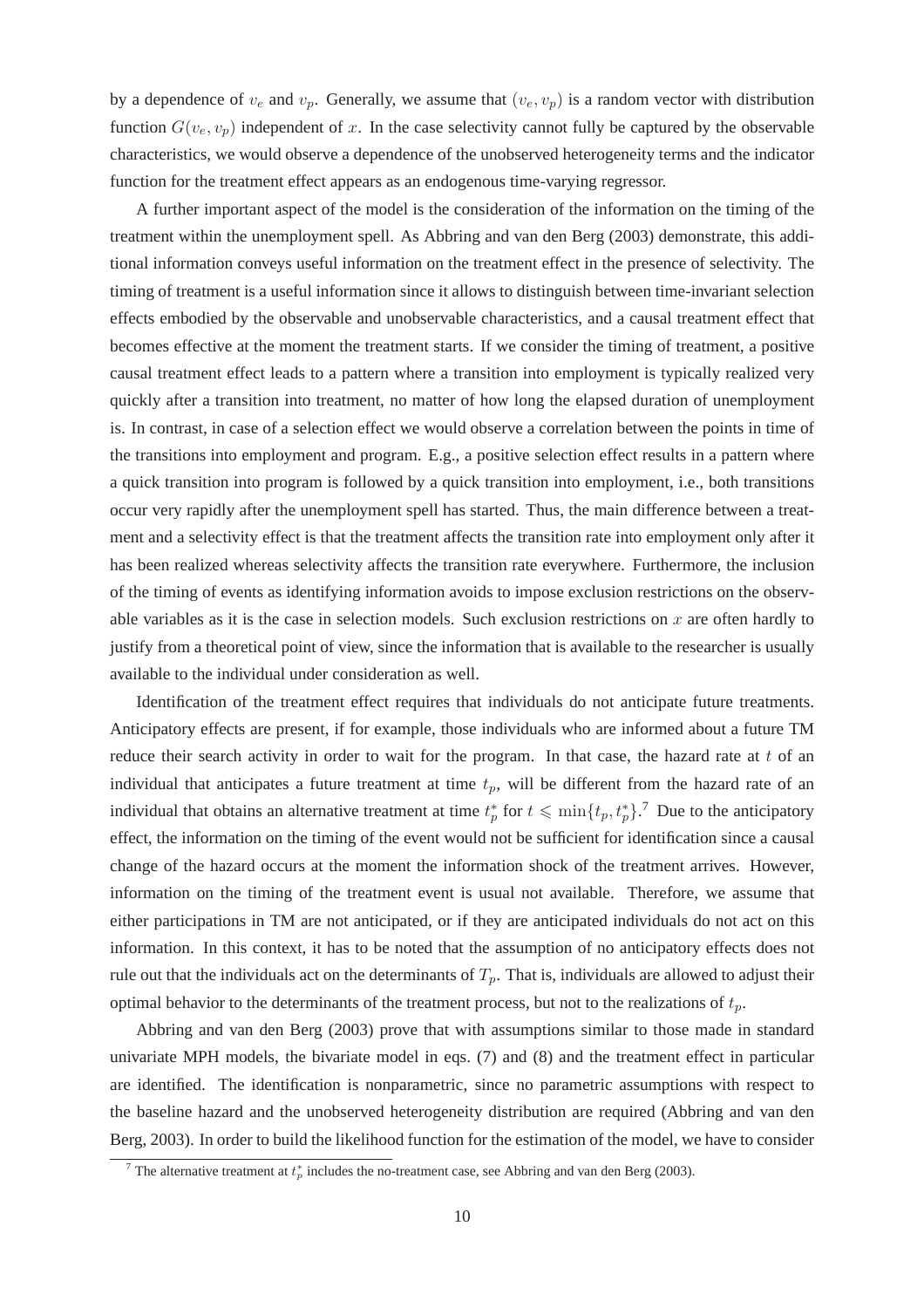by a dependence of $v_e$ and $v_p$. Generally, we assume that $(v_e, v_p)$ is a random vector with distribution function $G(v_e, v_p)$ independent of $x$. In the case selectivity cannot fully be captured by the observable characteristics, we would observe a dependence of the unobserved heterogeneity terms and the indicator function for the treatment effect appears as an endogenous time-varying regressor.

A further important aspect of the model is the consideration of the information on the timing of the treatment within the unemployment spell. As Abbring and van den Berg (2003) demonstrate, this additional information conveys useful information on the treatment effect in the presence of selectivity. The timing of treatment is a useful information since it allows to distinguish between time-invariant selection effects embodied by the observable and unobservable characteristics, and a causal treatment effect that becomes effective at the moment the treatment starts. If we consider the timing of treatment, a positive causal treatment effect leads to a pattern where a transition into employment is typically realized very quickly after a transition into treatment, no matter of how long the elapsed duration of unemployment is. In contrast, in case of a selection effect we would observe a correlation between the points in time of the transitions into employment and program. E.g., a positive selection effect results in a pattern where a quick transition into program is followed by a quick transition into employment, i.e., both transitions occur very rapidly after the unemployment spell has started. Thus, the main difference between a treatment and a selectivity effect is that the treatment affects the transition rate into employment only after it has been realized whereas selectivity affects the transition rate everywhere. Furthermore, the inclusion of the timing of events as identifying information avoids to impose exclusion restrictions on the observable variables as it is the case in selection models. Such exclusion restrictions on $x$ are often hardly to justify from a theoretical point of view, since the information that is available to the researcher is usually available to the individual under consideration as well.

Identification of the treatment effect requires that individuals do not anticipate future treatments. Anticipatory effects are present, if for example, those individuals who are informed about a future TM reduce their search activity in order to wait for the program. In that case, the hazard rate at $t$ of an individual that anticipates a future treatment at time $t_p$, will be different from the hazard rate of an individual that obtains an alternative treatment at time $t_p^*$ for $t \leqslant \min\{t_p, t_p^*\}$.[7] Due to the anticipatory effect, the information on the timing of the event would not be sufficient for identification since a causal change of the hazard occurs at the moment the information shock of the treatment arrives. However, information on the timing of the treatment event is usual not available. Therefore, we assume that either participations in TM are not anticipated, or if they are anticipated individuals do not act on this information. In this context, it has to be noted that the assumption of no anticipatory effects does not rule out that the individuals act on the determinants of $T_p$. That is, individuals are allowed to adjust their optimal behavior to the determinants of the treatment process, but not to the realizations of $t_p$.

Abbring and van den Berg (2003) prove that with assumptions similar to those made in standard univariate MPH models, the bivariate model in eqs. (7) and (8) and the treatment effect in particular are identified. The identification is nonparametric, since no parametric assumptions with respect to the baseline hazard and the unobserved heterogeneity distribution are required (Abbring and van den Berg, 2003). In order to build the likelihood function for the estimation of the model, we have to consider

[7] The alternative treatment at $t_p^*$ includes the no-treatment case, see Abbring and van den Berg (2003).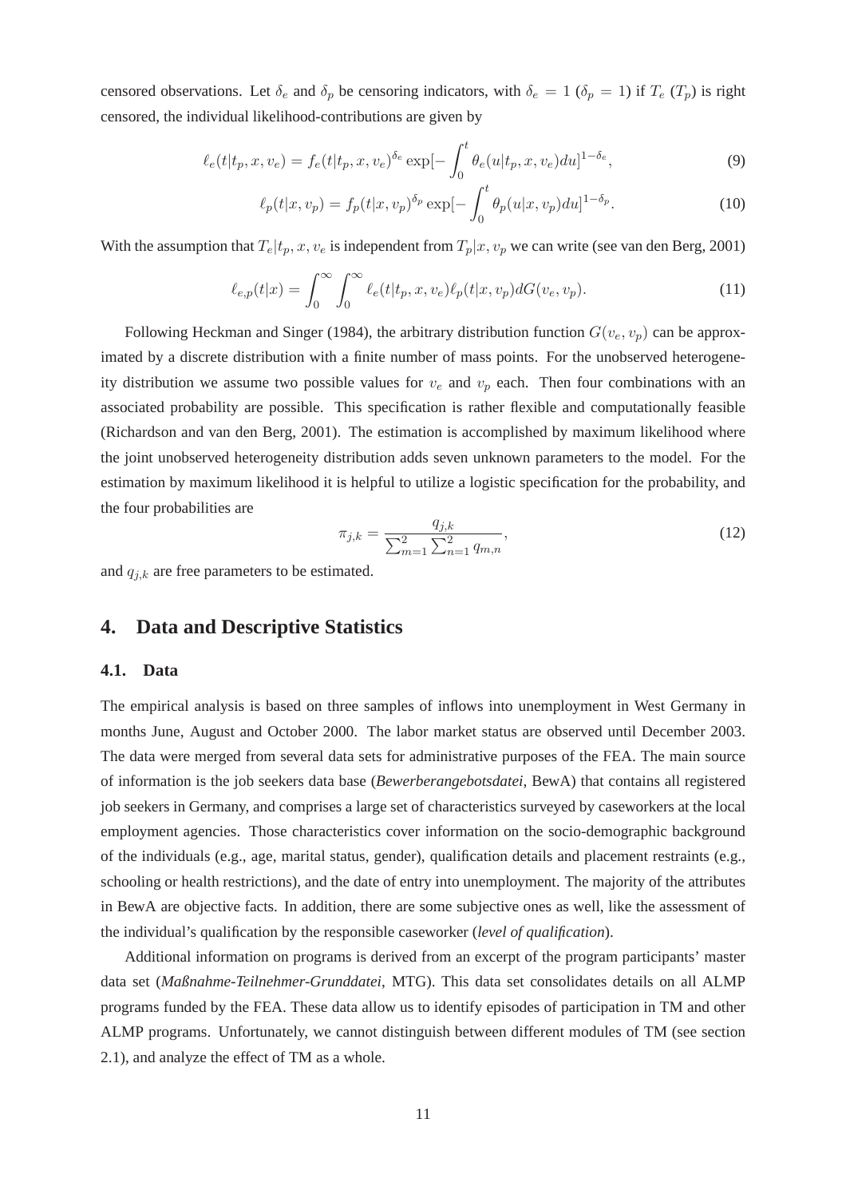censored observations. Let $\delta_e$ and $\delta_p$ be censoring indicators, with $\delta_e = 1$ ($\delta_p = 1$) if $T_e$ ($T_p$) is right censored, the individual likelihood-contributions are given by

$$\ell_e(t|t_p, x, v_e) = f_e(t|t_p, x, v_e)^{\delta_e} \exp[-\int_0^t \theta_e(u|t_p, x, v_e)du]^{1-\delta_e}, \tag{9}$$

$$\ell_p(t|x, v_p) = f_p(t|x, v_p)^{\delta_p} \exp[-\int_0^t \theta_p(u|x, v_p)du]^{1-\delta_p}. \tag{10}$$

With the assumption that $T_e|t_p, x, v_e$ is independent from $T_p|x, v_p$ we can write (see van den Berg, 2001)

$$\ell_{e,p}(t|x) = \int_0^\infty \int_0^\infty \ell_e(t|t_p, x, v_e)\ell_p(t|x, v_p)dG(v_e, v_p). \tag{11}$$

Following Heckman and Singer (1984), the arbitrary distribution function $G(v_e, v_p)$ can be approximated by a discrete distribution with a finite number of mass points. For the unobserved heterogeneity distribution we assume two possible values for $v_e$ and $v_p$ each. Then four combinations with an associated probability are possible. This specification is rather flexible and computationally feasible (Richardson and van den Berg, 2001). The estimation is accomplished by maximum likelihood where the joint unobserved heterogeneity distribution adds seven unknown parameters to the model. For the estimation by maximum likelihood it is helpful to utilize a logistic specification for the probability, and the four probabilities are

$$\pi_{j,k} = \frac{q_{j,k}}{\sum_{m=1}^{2}\sum_{n=1}^{2} q_{m,n}}, \tag{12}$$

and $q_{j,k}$ are free parameters to be estimated.

## 4. Data and Descriptive Statistics

### 4.1. Data

The empirical analysis is based on three samples of inflows into unemployment in West Germany in months June, August and October 2000. The labor market status are observed until December 2003. The data were merged from several data sets for administrative purposes of the FEA. The main source of information is the job seekers data base (*Bewerberangebotsdatei*, BewA) that contains all registered job seekers in Germany, and comprises a large set of characteristics surveyed by caseworkers at the local employment agencies. Those characteristics cover information on the socio-demographic background of the individuals (e.g., age, marital status, gender), qualification details and placement restraints (e.g., schooling or health restrictions), and the date of entry into unemployment. The majority of the attributes in BewA are objective facts. In addition, there are some subjective ones as well, like the assessment of the individual's qualification by the responsible caseworker (*level of qualification*).

Additional information on programs is derived from an excerpt of the program participants' master data set (*Maßnahme-Teilnehmer-Grunddatei*, MTG). This data set consolidates details on all ALMP programs funded by the FEA. These data allow us to identify episodes of participation in TM and other ALMP programs. Unfortunately, we cannot distinguish between different modules of TM (see section 2.1), and analyze the effect of TM as a whole.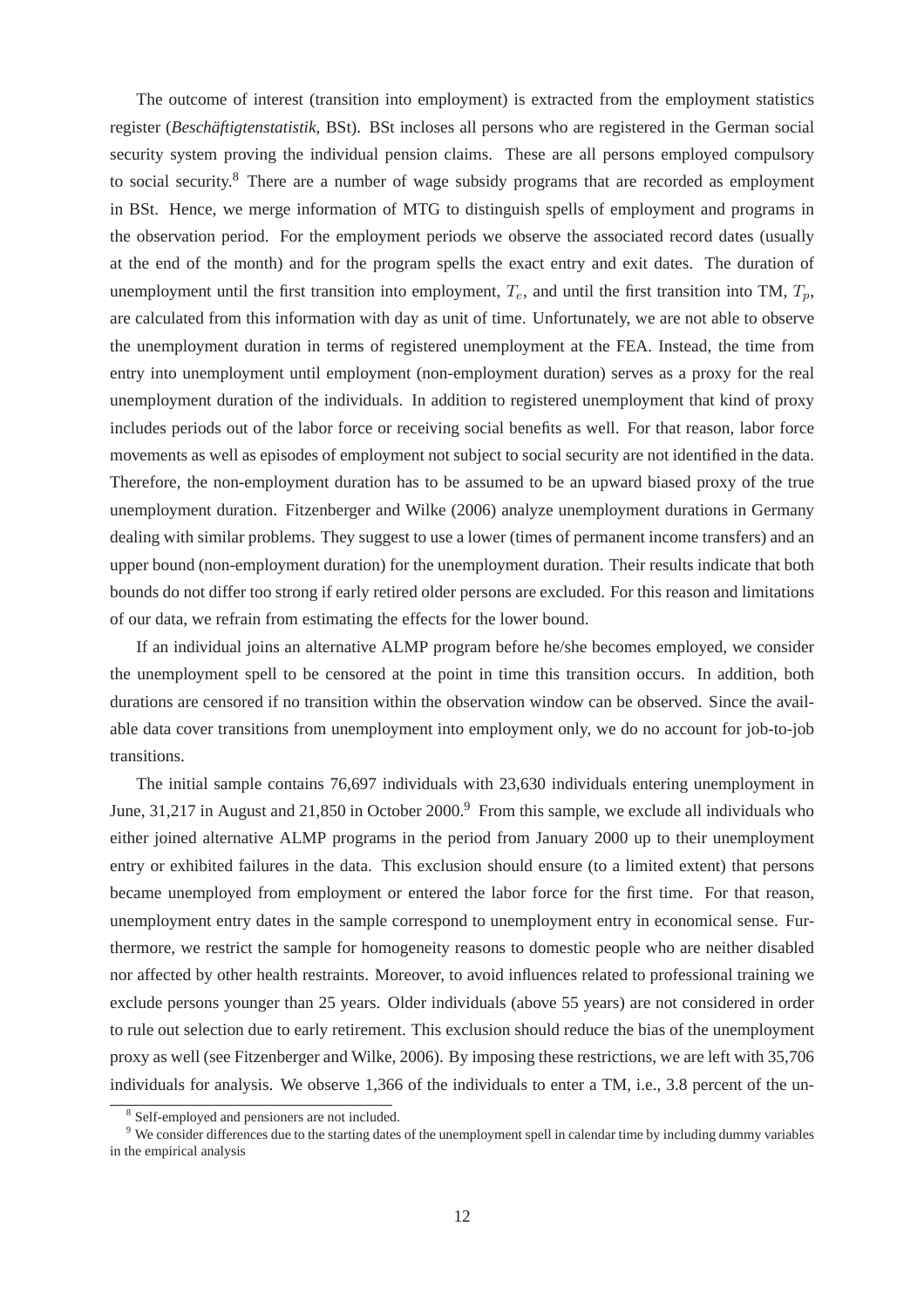The outcome of interest (transition into employment) is extracted from the employment statistics register (*Beschäftigtenstatistik*, BSt). BSt incloses all persons who are registered in the German social security system proving the individual pension claims. These are all persons employed compulsory to social security.[8] There are a number of wage subsidy programs that are recorded as employment in BSt. Hence, we merge information of MTG to distinguish spells of employment and programs in the observation period. For the employment periods we observe the associated record dates (usually at the end of the month) and for the program spells the exact entry and exit dates. The duration of unemployment until the first transition into employment, $T_e$, and until the first transition into TM, $T_p$, are calculated from this information with day as unit of time. Unfortunately, we are not able to observe the unemployment duration in terms of registered unemployment at the FEA. Instead, the time from entry into unemployment until employment (non-employment duration) serves as a proxy for the real unemployment duration of the individuals. In addition to registered unemployment that kind of proxy includes periods out of the labor force or receiving social benefits as well. For that reason, labor force movements as well as episodes of employment not subject to social security are not identified in the data. Therefore, the non-employment duration has to be assumed to be an upward biased proxy of the true unemployment duration. Fitzenberger and Wilke (2006) analyze unemployment durations in Germany dealing with similar problems. They suggest to use a lower (times of permanent income transfers) and an upper bound (non-employment duration) for the unemployment duration. Their results indicate that both bounds do not differ too strong if early retired older persons are excluded. For this reason and limitations of our data, we refrain from estimating the effects for the lower bound.

If an individual joins an alternative ALMP program before he/she becomes employed, we consider the unemployment spell to be censored at the point in time this transition occurs. In addition, both durations are censored if no transition within the observation window can be observed. Since the available data cover transitions from unemployment into employment only, we do no account for job-to-job transitions.

The initial sample contains 76,697 individuals with 23,630 individuals entering unemployment in June, 31,217 in August and 21,850 in October 2000.[9] From this sample, we exclude all individuals who either joined alternative ALMP programs in the period from January 2000 up to their unemployment entry or exhibited failures in the data. This exclusion should ensure (to a limited extent) that persons became unemployed from employment or entered the labor force for the first time. For that reason, unemployment entry dates in the sample correspond to unemployment entry in economical sense. Furthermore, we restrict the sample for homogeneity reasons to domestic people who are neither disabled nor affected by other health restraints. Moreover, to avoid influences related to professional training we exclude persons younger than 25 years. Older individuals (above 55 years) are not considered in order to rule out selection due to early retirement. This exclusion should reduce the bias of the unemployment proxy as well (see Fitzenberger and Wilke, 2006). By imposing these restrictions, we are left with 35,706 individuals for analysis. We observe 1,366 of the individuals to enter a TM, i.e., 3.8 percent of the un-

[8] Self-employed and pensioners are not included.

[9] We consider differences due to the starting dates of the unemployment spell in calendar time by including dummy variables in the empirical analysis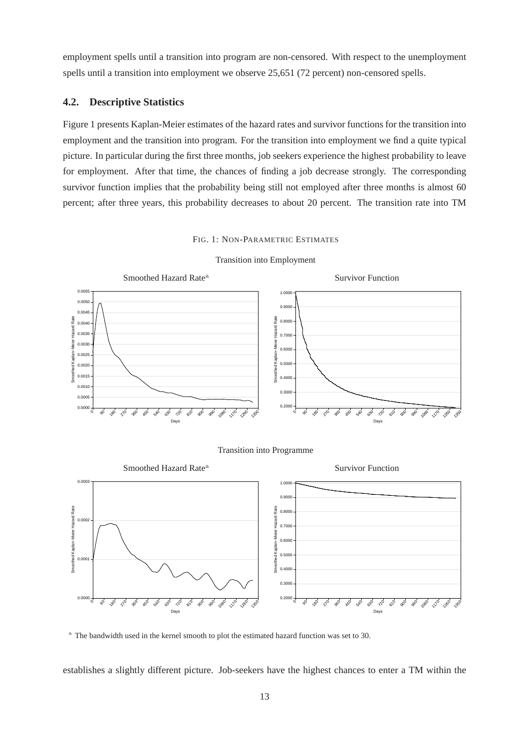employment spells until a transition into program are non-censored. With respect to the unemployment spells until a transition into employment we observe 25,651 (72 percent) non-censored spells.

### 4.2. Descriptive Statistics

Figure 1 presents Kaplan-Meier estimates of the hazard rates and survivor functions for the transition into employment and the transition into program. For the transition into employment we find a quite typical picture. In particular during the first three months, job seekers experience the highest probability to leave for employment. After that time, the chances of finding a job decrease strongly. The corresponding survivor function implies that the probability being still not employed after three months is almost 60 percent; after three years, this probability decreases to about 20 percent. The transition rate into TM

FIG. 1: NON-PARAMETRIC ESTIMATES

Transition into Employment

Smoothed Hazard Rate[a]

Survivor Function

Transition into Programme

Smoothed Hazard Rate[a]

Survivor Function

[a] The bandwidth used in the kernel smooth to plot the estimated hazard function was set to 30.

establishes a slightly different picture. Job-seekers have the highest chances to enter a TM within the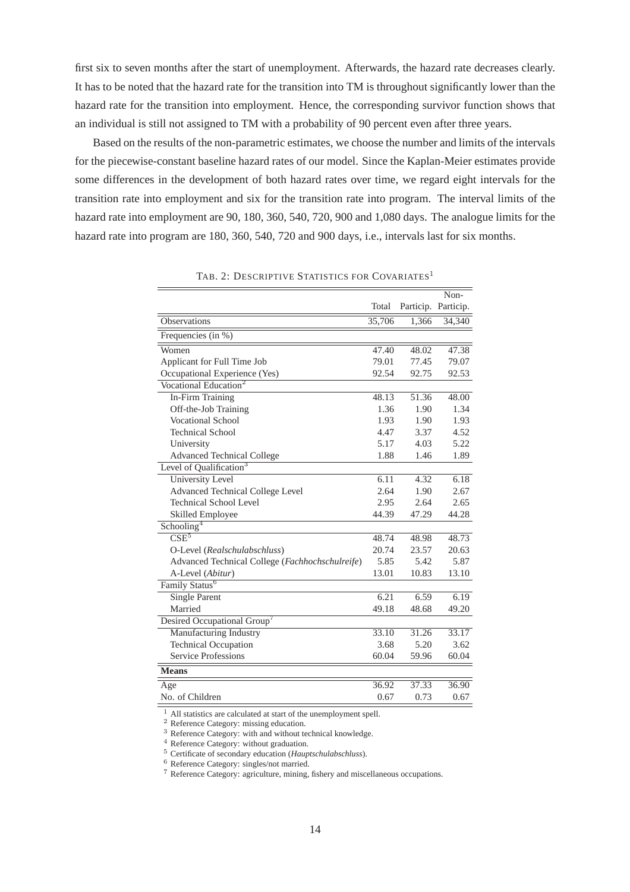first six to seven months after the start of unemployment. Afterwards, the hazard rate decreases clearly. It has to be noted that the hazard rate for the transition into TM is throughout significantly lower than the hazard rate for the transition into employment. Hence, the corresponding survivor function shows that an individual is still not assigned to TM with a probability of 90 percent even after three years.

Based on the results of the non-parametric estimates, we choose the number and limits of the intervals for the piecewise-constant baseline hazard rates of our model. Since the Kaplan-Meier estimates provide some differences in the development of both hazard rates over time, we regard eight intervals for the transition rate into employment and six for the transition rate into program. The interval limits of the hazard rate into employment are 90, 180, 360, 540, 720, 900 and 1,080 days. The analogue limits for the hazard rate into program are 180, 360, 540, 720 and 900 days, i.e., intervals last for six months.

TAB. 2: DESCRIPTIVE STATISTICS FOR COVARIATES[1]

| | Total | Particip. | Non-Particip. |
|---|---|---|---|
| Observations | 35,706 | 1,366 | 34,340 |
| Frequencies (in %) | | | |
| Women | 47.40 | 48.02 | 47.38 |
| Applicant for Full Time Job | 79.01 | 77.45 | 79.07 |
| Occupational Experience (Yes) | 92.54 | 92.75 | 92.53 |
| Vocational Education[2] | | | |
| In-Firm Training | 48.13 | 51.36 | 48.00 |
| Off-the-Job Training | 1.36 | 1.90 | 1.34 |
| Vocational School | 1.93 | 1.90 | 1.93 |
| Technical School | 4.47 | 3.37 | 4.52 |
| University | 5.17 | 4.03 | 5.22 |
| Advanced Technical College | 1.88 | 1.46 | 1.89 |
| Level of Qualification[3] | | | |
| University Level | 6.11 | 4.32 | 6.18 |
| Advanced Technical College Level | 2.64 | 1.90 | 2.67 |
| Technical School Level | 2.95 | 2.64 | 2.65 |
| Skilled Employee | 44.39 | 47.29 | 44.28 |
| Schooling[4] | | | |
| CSE[5] | 48.74 | 48.98 | 48.73 |
| O-Level (*Realschulabschluss*) | 20.74 | 23.57 | 20.63 |
| Advanced Technical College (*Fachhochschulreife*) | 5.85 | 5.42 | 5.87 |
| A-Level (*Abitur*) | 13.01 | 10.83 | 13.10 |
| Family Status[6] | | | |
| Single Parent | 6.21 | 6.59 | 6.19 |
| Married | 49.18 | 48.68 | 49.20 |
| Desired Occupational Group[7] | | | |
| Manufacturing Industry | 33.10 | 31.26 | 33.17 |
| Technical Occupation | 3.68 | 5.20 | 3.62 |
| Service Professions | 60.04 | 59.96 | 60.04 |
| **Means** | | | |
| Age | 36.92 | 37.33 | 36.90 |
| No. of Children | 0.67 | 0.73 | 0.67 |

[1] All statistics are calculated at start of the unemployment spell.
[2] Reference Category: missing education.
[3] Reference Category: with and without technical knowledge.
[4] Reference Category: without graduation.
[5] Certificate of secondary education (*Hauptschulabschluss*).
[6] Reference Category: singles/not married.
[7] Reference Category: agriculture, mining, fishery and miscellaneous occupations.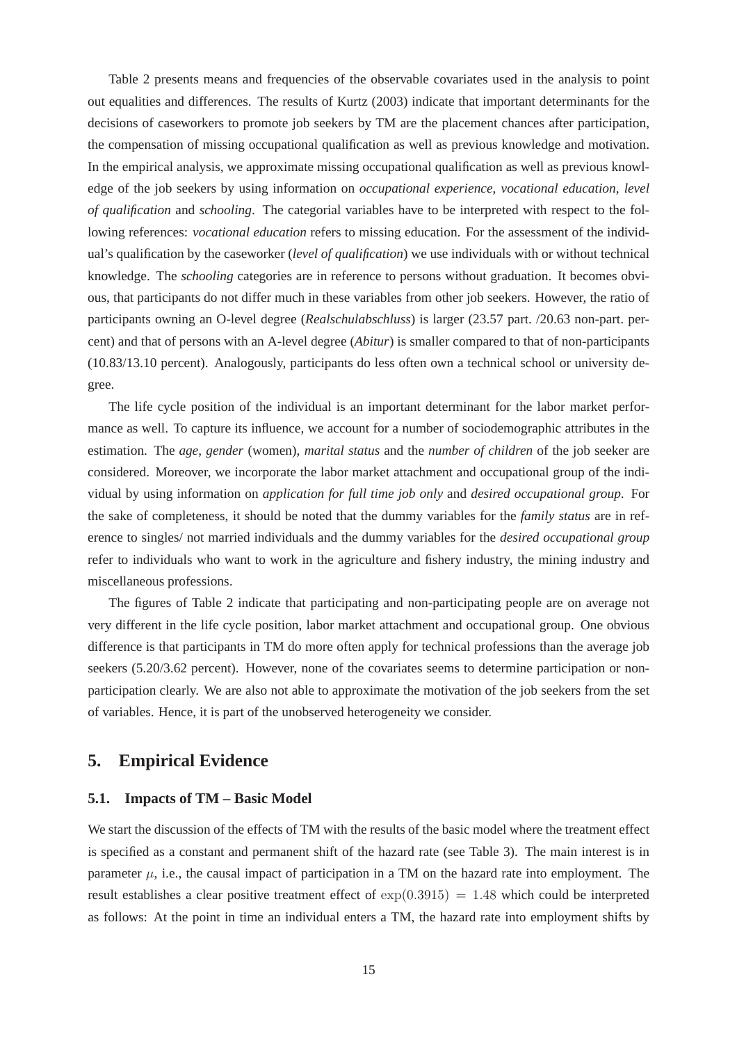Table 2 presents means and frequencies of the observable covariates used in the analysis to point out equalities and differences. The results of Kurtz (2003) indicate that important determinants for the decisions of caseworkers to promote job seekers by TM are the placement chances after participation, the compensation of missing occupational qualification as well as previous knowledge and motivation. In the empirical analysis, we approximate missing occupational qualification as well as previous knowledge of the job seekers by using information on *occupational experience*, *vocational education*, *level of qualification* and *schooling*. The categorial variables have to be interpreted with respect to the following references: *vocational education* refers to missing education. For the assessment of the individual's qualification by the caseworker (*level of qualification*) we use individuals with or without technical knowledge. The *schooling* categories are in reference to persons without graduation. It becomes obvious, that participants do not differ much in these variables from other job seekers. However, the ratio of participants owning an O-level degree (*Realschulabschluss*) is larger (23.57 part. /20.63 non-part. percent) and that of persons with an A-level degree (*Abitur*) is smaller compared to that of non-participants (10.83/13.10 percent). Analogously, participants do less often own a technical school or university degree.

The life cycle position of the individual is an important determinant for the labor market performance as well. To capture its influence, we account for a number of sociodemographic attributes in the estimation. The *age*, *gender* (women), *marital status* and the *number of children* of the job seeker are considered. Moreover, we incorporate the labor market attachment and occupational group of the individual by using information on *application for full time job only* and *desired occupational group*. For the sake of completeness, it should be noted that the dummy variables for the *family status* are in reference to singles/ not married individuals and the dummy variables for the *desired occupational group* refer to individuals who want to work in the agriculture and fishery industry, the mining industry and miscellaneous professions.

The figures of Table 2 indicate that participating and non-participating people are on average not very different in the life cycle position, labor market attachment and occupational group. One obvious difference is that participants in TM do more often apply for technical professions than the average job seekers (5.20/3.62 percent). However, none of the covariates seems to determine participation or non-participation clearly. We are also not able to approximate the motivation of the job seekers from the set of variables. Hence, it is part of the unobserved heterogeneity we consider.

## 5. Empirical Evidence

### 5.1. Impacts of TM – Basic Model

We start the discussion of the effects of TM with the results of the basic model where the treatment effect is specified as a constant and permanent shift of the hazard rate (see Table 3). The main interest is in parameter $\mu$, i.e., the causal impact of participation in a TM on the hazard rate into employment. The result establishes a clear positive treatment effect of $\exp(0.3915) = 1.48$ which could be interpreted as follows: At the point in time an individual enters a TM, the hazard rate into employment shifts by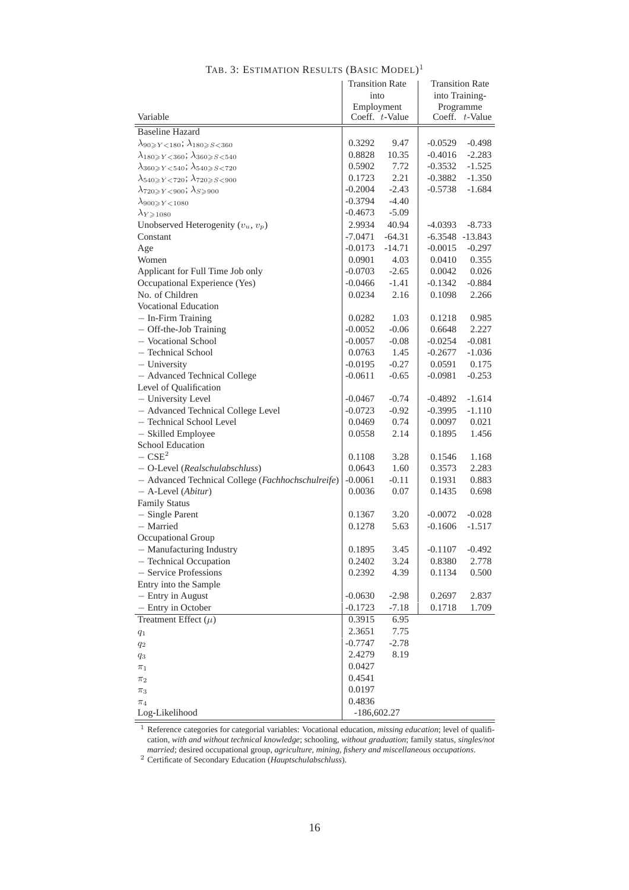TAB. 3: ESTIMATION RESULTS (BASIC MODEL)[1]

| Variable | Transition Rate into Employment Coeff. | Transition Rate into Employment *t*-Value | Transition Rate into Training-Programme Coeff. | Transition Rate into Training-Programme *t*-Value |
|---|---|---|---|---|
| Baseline Hazard | | | | |
| $\lambda_{90\geqslant Y<180}$; $\lambda_{180\geqslant S<360}$ | 0.3292 | 9.47 | -0.0529 | -0.498 |
| $\lambda_{180\geqslant Y<360}$; $\lambda_{360\geqslant S<540}$ | 0.8828 | 10.35 | -0.4016 | -2.283 |
| $\lambda_{360\geqslant Y<540}$; $\lambda_{540\geqslant S<720}$ | 0.5902 | 7.72 | -0.3532 | -1.525 |
| $\lambda_{540\geqslant Y<720}$; $\lambda_{720\geqslant S<900}$ | 0.1723 | 2.21 | -0.3882 | -1.350 |
| $\lambda_{720\geqslant Y<900}$; $\lambda_{S\geqslant 900}$ | -0.2004 | -2.43 | -0.5738 | -1.684 |
| $\lambda_{900\geqslant Y<1080}$ | -0.3794 | -4.40 | | |
| $\lambda_{Y\geqslant 1080}$ | -0.4673 | -5.09 | | |
| Unobserved Heterogenity ($v_u$, $v_p$) | 2.9934 | 40.94 | -4.0393 | -8.733 |
| Constant | -7.0471 | -64.31 | -6.3548 | -13.843 |
| Age | -0.0173 | -14.71 | -0.0015 | -0.297 |
| Women | 0.0901 | 4.03 | 0.0410 | 0.355 |
| Applicant for Full Time Job only | -0.0703 | -2.65 | 0.0042 | 0.026 |
| Occupational Experience (Yes) | -0.0466 | -1.41 | -0.1342 | -0.884 |
| No. of Children | 0.0234 | 2.16 | 0.1098 | 2.266 |
| Vocational Education | | | | |
| – In-Firm Training | 0.0282 | 1.03 | 0.1218 | 0.985 |
| – Off-the-Job Training | -0.0052 | -0.06 | 0.6648 | 2.227 |
| – Vocational School | -0.0057 | -0.08 | -0.0254 | -0.081 |
| – Technical School | 0.0763 | 1.45 | -0.2677 | -1.036 |
| – University | -0.0195 | -0.27 | 0.0591 | 0.175 |
| – Advanced Technical College | -0.0611 | -0.65 | -0.0981 | -0.253 |
| Level of Qualification | | | | |
| – University Level | -0.0467 | -0.74 | -0.4892 | -1.614 |
| – Advanced Technical College Level | -0.0723 | -0.92 | -0.3995 | -1.110 |
| – Technical School Level | 0.0469 | 0.74 | 0.0097 | 0.021 |
| – Skilled Employee | 0.0558 | 2.14 | 0.1895 | 1.456 |
| School Education | | | | |
| – CSE[2] | 0.1108 | 3.28 | 0.1546 | 1.168 |
| – O-Level (*Realschulabschluss*) | 0.0643 | 1.60 | 0.3573 | 2.283 |
| – Advanced Technical College (*Fachhochschulreife*) | -0.0061 | -0.11 | 0.1931 | 0.883 |
| – A-Level (*Abitur*) | 0.0036 | 0.07 | 0.1435 | 0.698 |
| Family Status | | | | |
| – Single Parent | 0.1367 | 3.20 | -0.0072 | -0.028 |
| – Married | 0.1278 | 5.63 | -0.1606 | -1.517 |
| Occupational Group | | | | |
| – Manufacturing Industry | 0.1895 | 3.45 | -0.1107 | -0.492 |
| – Technical Occupation | 0.2402 | 3.24 | 0.8380 | 2.778 |
| – Service Professions | 0.2392 | 4.39 | 0.1134 | 0.500 |
| Entry into the Sample | | | | |
| – Entry in August | -0.0630 | -2.98 | 0.2697 | 2.837 |
| – Entry in October | -0.1723 | -7.18 | 0.1718 | 1.709 |
| Treatment Effect ($\mu$) | 0.3915 | 6.95 | | |
| $q_1$ | 2.3651 | 7.75 | | |
| $q_2$ | -0.7747 | -2.78 | | |
| $q_3$ | 2.4279 | 8.19 | | |
| $\pi_1$ | 0.0427 | | | |
| $\pi_2$ | 0.4541 | | | |
| $\pi_3$ | 0.0197 | | | |
| $\pi_4$ | 0.4836 | | | |
| Log-Likelihood | -186,602.27 | | | |

[1] Reference categories for categorial variables: Vocational education, *missing education*; level of qualification, *with and without technical knowledge*; schooling, *without graduation*; family status, *singles/not married*; desired occupational group, *agriculture, mining, fishery and miscellaneous occupations*.

[2] Certificate of Secondary Education (*Hauptschulabschluss*).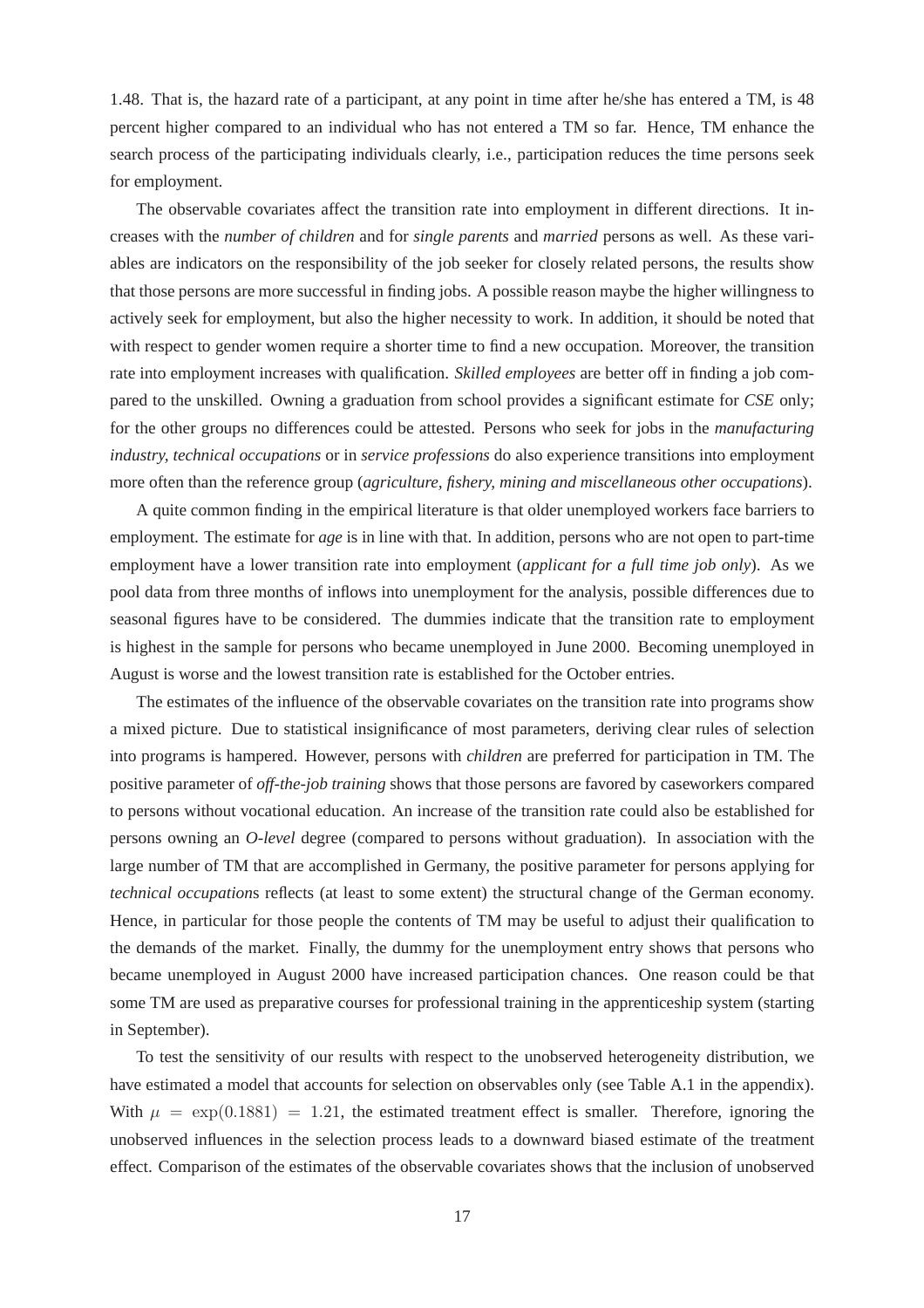1.48. That is, the hazard rate of a participant, at any point in time after he/she has entered a TM, is 48 percent higher compared to an individual who has not entered a TM so far. Hence, TM enhance the search process of the participating individuals clearly, i.e., participation reduces the time persons seek for employment.

The observable covariates affect the transition rate into employment in different directions. It increases with the *number of children* and for *single parents* and *married* persons as well. As these variables are indicators on the responsibility of the job seeker for closely related persons, the results show that those persons are more successful in finding jobs. A possible reason maybe the higher willingness to actively seek for employment, but also the higher necessity to work. In addition, it should be noted that with respect to gender women require a shorter time to find a new occupation. Moreover, the transition rate into employment increases with qualification. *Skilled employees* are better off in finding a job compared to the unskilled. Owning a graduation from school provides a significant estimate for *CSE* only; for the other groups no differences could be attested. Persons who seek for jobs in the *manufacturing industry, technical occupations* or in *service professions* do also experience transitions into employment more often than the reference group (*agriculture, fishery, mining and miscellaneous other occupations*).

A quite common finding in the empirical literature is that older unemployed workers face barriers to employment. The estimate for *age* is in line with that. In addition, persons who are not open to part-time employment have a lower transition rate into employment (*applicant for a full time job only*). As we pool data from three months of inflows into unemployment for the analysis, possible differences due to seasonal figures have to be considered. The dummies indicate that the transition rate to employment is highest in the sample for persons who became unemployed in June 2000. Becoming unemployed in August is worse and the lowest transition rate is established for the October entries.

The estimates of the influence of the observable covariates on the transition rate into programs show a mixed picture. Due to statistical insignificance of most parameters, deriving clear rules of selection into programs is hampered. However, persons with *children* are preferred for participation in TM. The positive parameter of *off-the-job training* shows that those persons are favored by caseworkers compared to persons without vocational education. An increase of the transition rate could also be established for persons owning an *O-level* degree (compared to persons without graduation). In association with the large number of TM that are accomplished in Germany, the positive parameter for persons applying for *technical occupation*s reflects (at least to some extent) the structural change of the German economy. Hence, in particular for those people the contents of TM may be useful to adjust their qualification to the demands of the market. Finally, the dummy for the unemployment entry shows that persons who became unemployed in August 2000 have increased participation chances. One reason could be that some TM are used as preparative courses for professional training in the apprenticeship system (starting in September).

To test the sensitivity of our results with respect to the unobserved heterogeneity distribution, we have estimated a model that accounts for selection on observables only (see Table A.1 in the appendix). With $\mu = \exp(0.1881) = 1.21$, the estimated treatment effect is smaller. Therefore, ignoring the unobserved influences in the selection process leads to a downward biased estimate of the treatment effect. Comparison of the estimates of the observable covariates shows that the inclusion of unobserved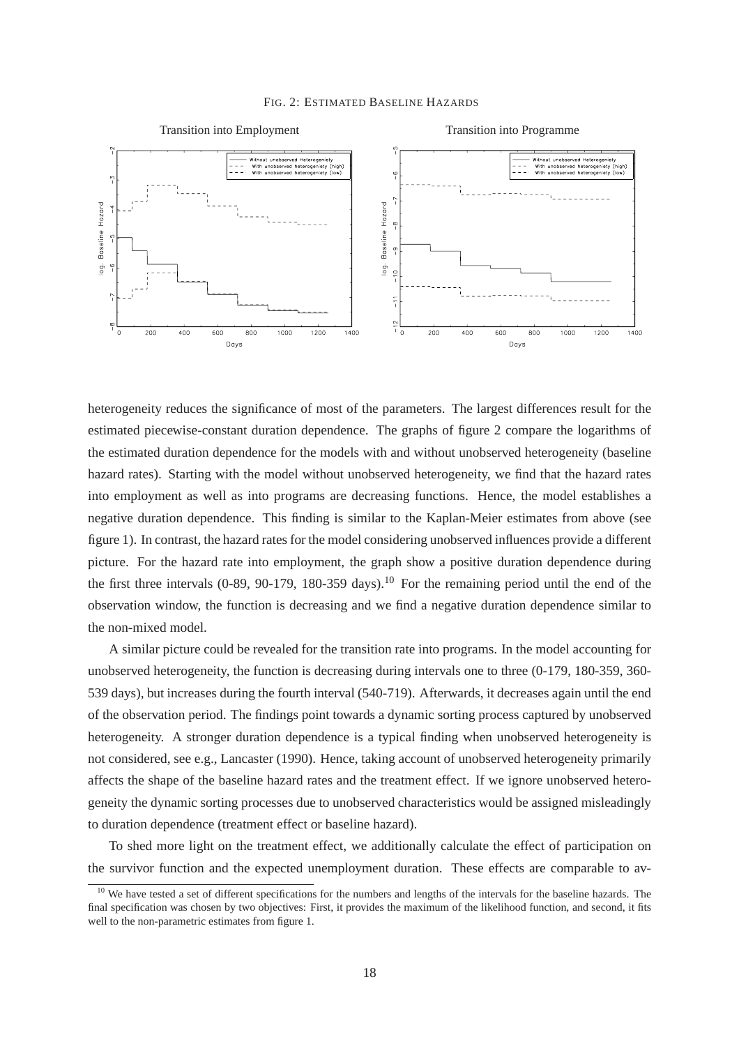FIG. 2: ESTIMATED BASELINE HAZARDS

Transition into Employment

Transition into Programme

heterogeneity reduces the significance of most of the parameters. The largest differences result for the estimated piecewise-constant duration dependence. The graphs of figure 2 compare the logarithms of the estimated duration dependence for the models with and without unobserved heterogeneity (baseline hazard rates). Starting with the model without unobserved heterogeneity, we find that the hazard rates into employment as well as into programs are decreasing functions. Hence, the model establishes a negative duration dependence. This finding is similar to the Kaplan-Meier estimates from above (see figure 1). In contrast, the hazard rates for the model considering unobserved influences provide a different picture. For the hazard rate into employment, the graph show a positive duration dependence during the first three intervals (0-89, 90-179, 180-359 days).[10] For the remaining period until the end of the observation window, the function is decreasing and we find a negative duration dependence similar to the non-mixed model.

A similar picture could be revealed for the transition rate into programs. In the model accounting for unobserved heterogeneity, the function is decreasing during intervals one to three (0-179, 180-359, 360-539 days), but increases during the fourth interval (540-719). Afterwards, it decreases again until the end of the observation period. The findings point towards a dynamic sorting process captured by unobserved heterogeneity. A stronger duration dependence is a typical finding when unobserved heterogeneity is not considered, see e.g., Lancaster (1990). Hence, taking account of unobserved heterogeneity primarily affects the shape of the baseline hazard rates and the treatment effect. If we ignore unobserved heterogeneity the dynamic sorting processes due to unobserved characteristics would be assigned misleadingly to duration dependence (treatment effect or baseline hazard).

To shed more light on the treatment effect, we additionally calculate the effect of participation on the survivor function and the expected unemployment duration. These effects are comparable to av-

[10] We have tested a set of different specifications for the numbers and lengths of the intervals for the baseline hazards. The final specification was chosen by two objectives: First, it provides the maximum of the likelihood function, and second, it fits well to the non-parametric estimates from figure 1.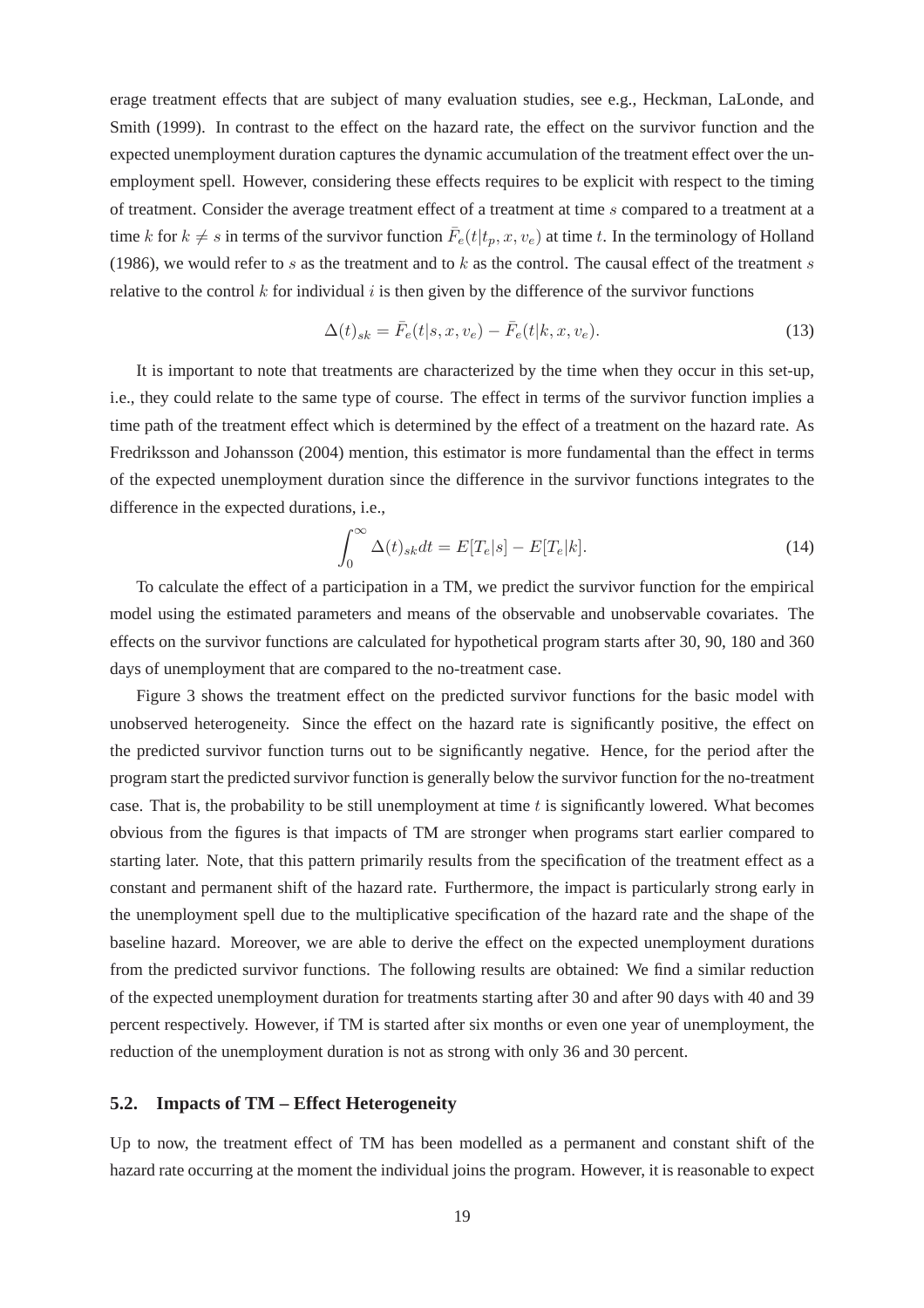erage treatment effects that are subject of many evaluation studies, see e.g., Heckman, LaLonde, and Smith (1999). In contrast to the effect on the hazard rate, the effect on the survivor function and the expected unemployment duration captures the dynamic accumulation of the treatment effect over the unemployment spell. However, considering these effects requires to be explicit with respect to the timing of treatment. Consider the average treatment effect of a treatment at time $s$ compared to a treatment at a time $k$ for $k \neq s$ in terms of the survivor function $\bar{F}_e(t|t_p, x, v_e)$ at time $t$. In the terminology of Holland (1986), we would refer to $s$ as the treatment and to $k$ as the control. The causal effect of the treatment $s$ relative to the control $k$ for individual $i$ is then given by the difference of the survivor functions

$$\Delta(t)_{sk} = \bar{F}_e(t|s, x, v_e) - \bar{F}_e(t|k, x, v_e). \tag{13}$$

It is important to note that treatments are characterized by the time when they occur in this set-up, i.e., they could relate to the same type of course. The effect in terms of the survivor function implies a time path of the treatment effect which is determined by the effect of a treatment on the hazard rate. As Fredriksson and Johansson (2004) mention, this estimator is more fundamental than the effect in terms of the expected unemployment duration since the difference in the survivor functions integrates to the difference in the expected durations, i.e.,

$$\int_0^\infty \Delta(t)_{sk} dt = E[T_e|s] - E[T_e|k]. \tag{14}$$

To calculate the effect of a participation in a TM, we predict the survivor function for the empirical model using the estimated parameters and means of the observable and unobservable covariates. The effects on the survivor functions are calculated for hypothetical program starts after 30, 90, 180 and 360 days of unemployment that are compared to the no-treatment case.

Figure 3 shows the treatment effect on the predicted survivor functions for the basic model with unobserved heterogeneity. Since the effect on the hazard rate is significantly positive, the effect on the predicted survivor function turns out to be significantly negative. Hence, for the period after the program start the predicted survivor function is generally below the survivor function for the no-treatment case. That is, the probability to be still unemployment at time $t$ is significantly lowered. What becomes obvious from the figures is that impacts of TM are stronger when programs start earlier compared to starting later. Note, that this pattern primarily results from the specification of the treatment effect as a constant and permanent shift of the hazard rate. Furthermore, the impact is particularly strong early in the unemployment spell due to the multiplicative specification of the hazard rate and the shape of the baseline hazard. Moreover, we are able to derive the effect on the expected unemployment durations from the predicted survivor functions. The following results are obtained: We find a similar reduction of the expected unemployment duration for treatments starting after 30 and after 90 days with 40 and 39 percent respectively. However, if TM is started after six months or even one year of unemployment, the reduction of the unemployment duration is not as strong with only 36 and 30 percent.

## 5.2. Impacts of TM – Effect Heterogeneity

Up to now, the treatment effect of TM has been modelled as a permanent and constant shift of the hazard rate occurring at the moment the individual joins the program. However, it is reasonable to expect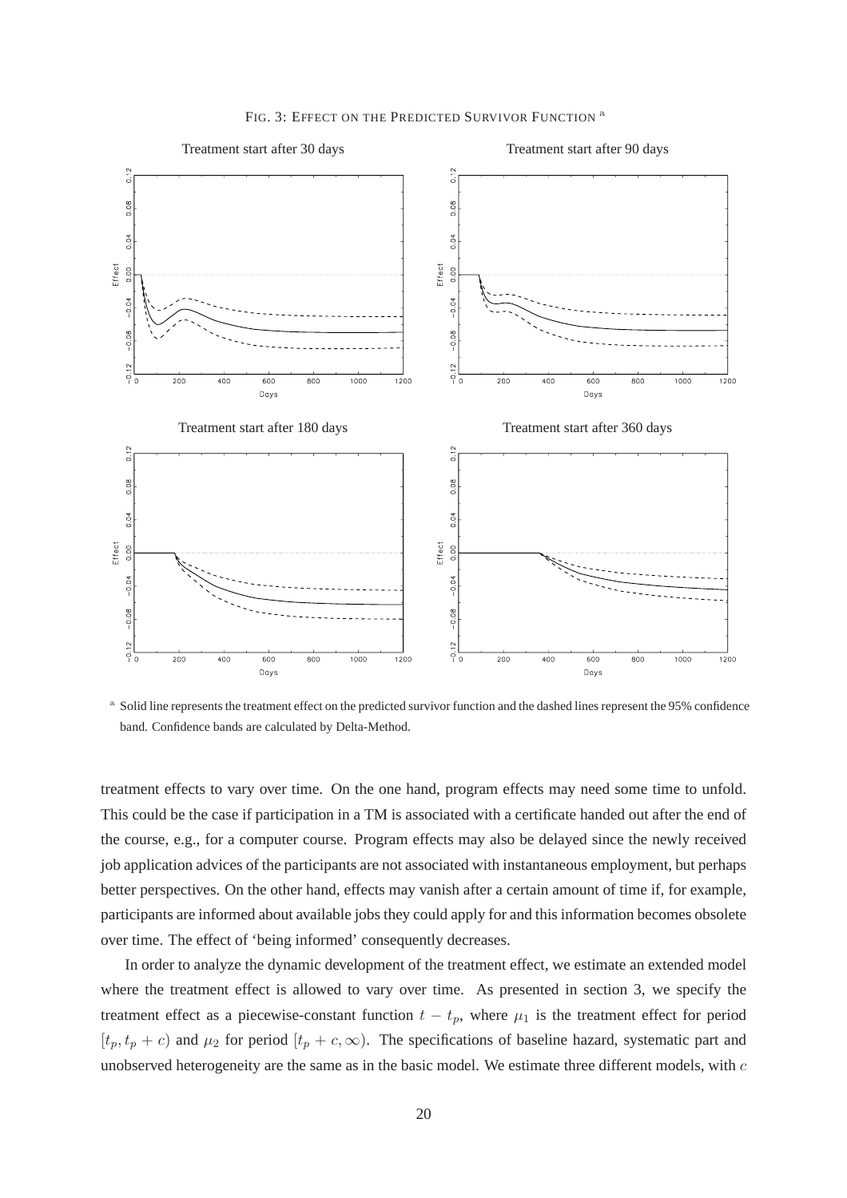FIG. 3: EFFECT ON THE PREDICTED SURVIVOR FUNCTION [a]

[a] Solid line represents the treatment effect on the predicted survivor function and the dashed lines represent the 95% confidence band. Confidence bands are calculated by Delta-Method.

treatment effects to vary over time. On the one hand, program effects may need some time to unfold. This could be the case if participation in a TM is associated with a certificate handed out after the end of the course, e.g., for a computer course. Program effects may also be delayed since the newly received job application advices of the participants are not associated with instantaneous employment, but perhaps better perspectives. On the other hand, effects may vanish after a certain amount of time if, for example, participants are informed about available jobs they could apply for and this information becomes obsolete over time. The effect of 'being informed' consequently decreases.

In order to analyze the dynamic development of the treatment effect, we estimate an extended model where the treatment effect is allowed to vary over time. As presented in section 3, we specify the treatment effect as a piecewise-constant function $t - t_p$, where $\mu_1$ is the treatment effect for period $[t_p, t_p + c)$ and $\mu_2$ for period $[t_p + c, \infty)$. The specifications of baseline hazard, systematic part and unobserved heterogeneity are the same as in the basic model. We estimate three different models, with $c$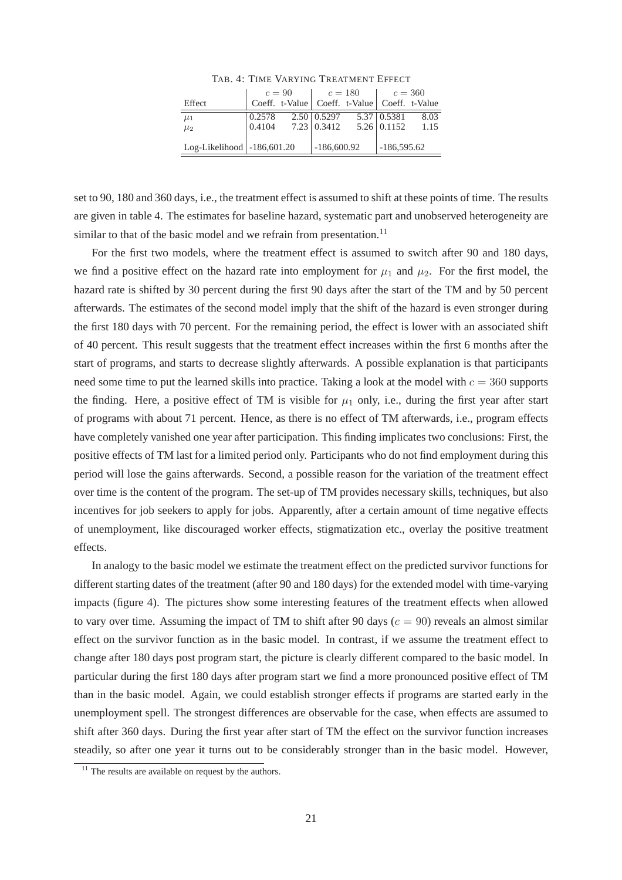TAB. 4: TIME VARYING TREATMENT EFFECT

| Effect | $c = 90$ | | $c = 180$ | | $c = 360$ | |
|---|---|---|---|---|---|---|
| | Coeff. | t-Value | Coeff. | t-Value | Coeff. | t-Value |
| $\mu_1$ | 0.2578 | 2.50 | 0.5297 | 5.37 | 0.5381 | 8.03 |
| $\mu_2$ | 0.4104 | 7.23 | 0.3412 | 5.26 | 0.1152 | 1.15 |
| Log-Likelihood | -186,601.20 | | -186,600.92 | | -186,595.62 | |

set to 90, 180 and 360 days, i.e., the treatment effect is assumed to shift at these points of time. The results are given in table 4. The estimates for baseline hazard, systematic part and unobserved heterogeneity are similar to that of the basic model and we refrain from presentation.[11]

For the first two models, where the treatment effect is assumed to switch after 90 and 180 days, we find a positive effect on the hazard rate into employment for $\mu_1$ and $\mu_2$. For the first model, the hazard rate is shifted by 30 percent during the first 90 days after the start of the TM and by 50 percent afterwards. The estimates of the second model imply that the shift of the hazard is even stronger during the first 180 days with 70 percent. For the remaining period, the effect is lower with an associated shift of 40 percent. This result suggests that the treatment effect increases within the first 6 months after the start of programs, and starts to decrease slightly afterwards. A possible explanation is that participants need some time to put the learned skills into practice. Taking a look at the model with $c = 360$ supports the finding. Here, a positive effect of TM is visible for $\mu_1$ only, i.e., during the first year after start of programs with about 71 percent. Hence, as there is no effect of TM afterwards, i.e., program effects have completely vanished one year after participation. This finding implicates two conclusions: First, the positive effects of TM last for a limited period only. Participants who do not find employment during this period will lose the gains afterwards. Second, a possible reason for the variation of the treatment effect over time is the content of the program. The set-up of TM provides necessary skills, techniques, but also incentives for job seekers to apply for jobs. Apparently, after a certain amount of time negative effects of unemployment, like discouraged worker effects, stigmatization etc., overlay the positive treatment effects.

In analogy to the basic model we estimate the treatment effect on the predicted survivor functions for different starting dates of the treatment (after 90 and 180 days) for the extended model with time-varying impacts (figure 4). The pictures show some interesting features of the treatment effects when allowed to vary over time. Assuming the impact of TM to shift after 90 days ($c = 90$) reveals an almost similar effect on the survivor function as in the basic model. In contrast, if we assume the treatment effect to change after 180 days post program start, the picture is clearly different compared to the basic model. In particular during the first 180 days after program start we find a more pronounced positive effect of TM than in the basic model. Again, we could establish stronger effects if programs are started early in the unemployment spell. The strongest differences are observable for the case, when effects are assumed to shift after 360 days. During the first year after start of TM the effect on the survivor function increases steadily, so after one year it turns out to be considerably stronger than in the basic model. However,

[11] The results are available on request by the authors.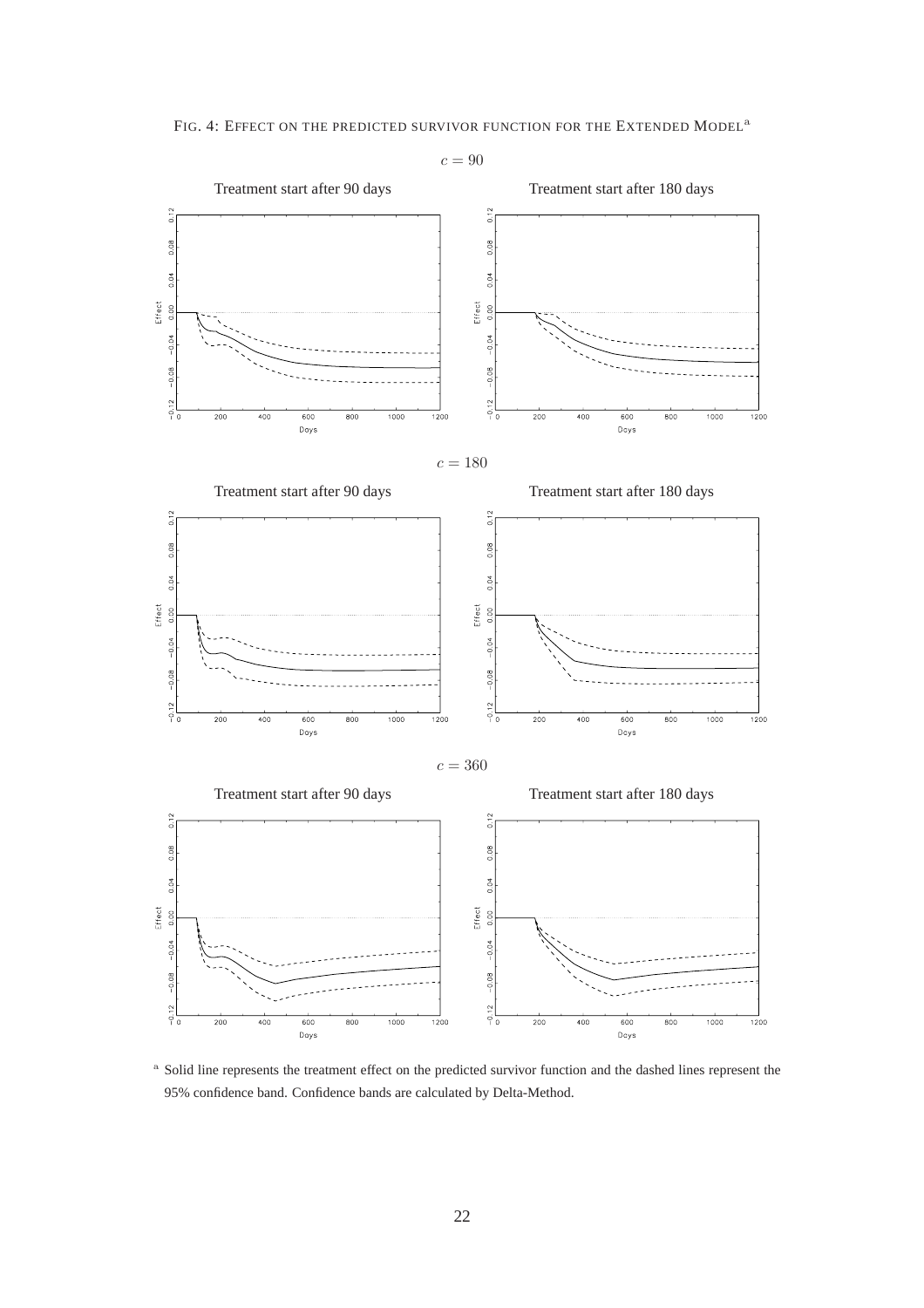FIG. 4: EFFECT ON THE PREDICTED SURVIVOR FUNCTION FOR THE EXTENDED MODEL[a]

$c = 90$

Treatment start after 90 days

Treatment start after 180 days

$c = 180$

Treatment start after 90 days

Treatment start after 180 days

$c = 360$

Treatment start after 90 days

Treatment start after 180 days

[a] Solid line represents the treatment effect on the predicted survivor function and the dashed lines represent the 95% confidence band. Confidence bands are calculated by Delta-Method.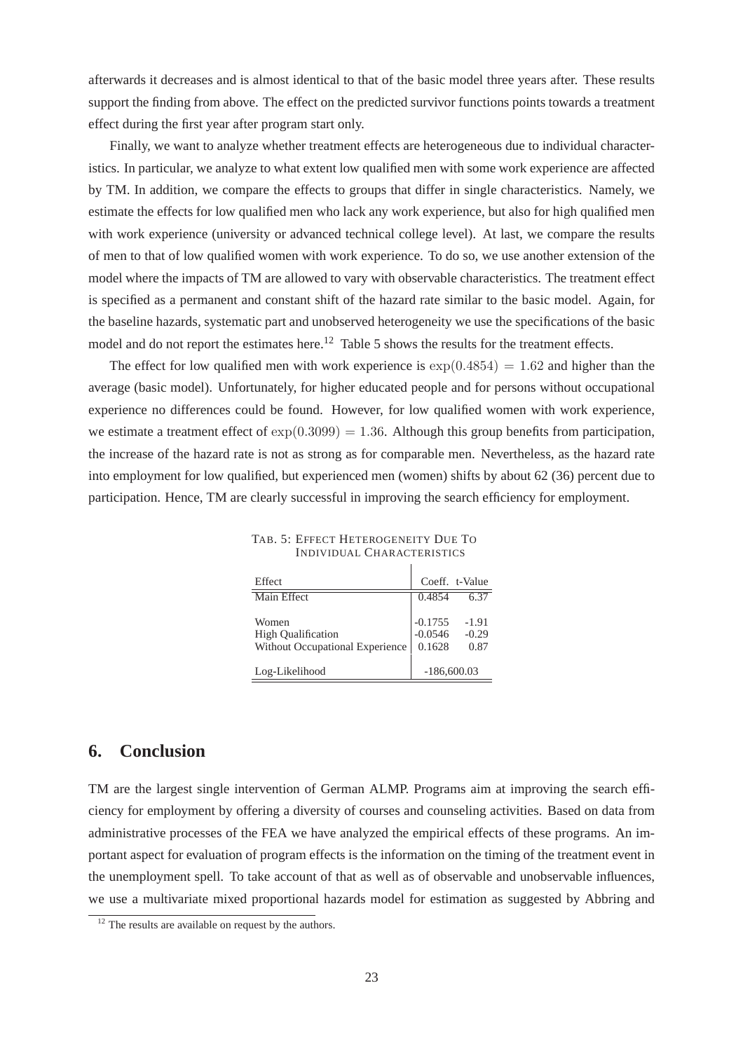afterwards it decreases and is almost identical to that of the basic model three years after. These results support the finding from above. The effect on the predicted survivor functions points towards a treatment effect during the first year after program start only.

Finally, we want to analyze whether treatment effects are heterogeneous due to individual characteristics. In particular, we analyze to what extent low qualified men with some work experience are affected by TM. In addition, we compare the effects to groups that differ in single characteristics. Namely, we estimate the effects for low qualified men who lack any work experience, but also for high qualified men with work experience (university or advanced technical college level). At last, we compare the results of men to that of low qualified women with work experience. To do so, we use another extension of the model where the impacts of TM are allowed to vary with observable characteristics. The treatment effect is specified as a permanent and constant shift of the hazard rate similar to the basic model. Again, for the baseline hazards, systematic part and unobserved heterogeneity we use the specifications of the basic model and do not report the estimates here.[12] Table 5 shows the results for the treatment effects.

The effect for low qualified men with work experience is $\exp(0.4854) = 1.62$ and higher than the average (basic model). Unfortunately, for higher educated people and for persons without occupational experience no differences could be found. However, for low qualified women with work experience, we estimate a treatment effect of $\exp(0.3099) = 1.36$. Although this group benefits from participation, the increase of the hazard rate is not as strong as for comparable men. Nevertheless, as the hazard rate into employment for low qualified, but experienced men (women) shifts by about 62 (36) percent due to participation. Hence, TM are clearly successful in improving the search efficiency for employment.

TAB. 5: EFFECT HETEROGENEITY DUE TO INDIVIDUAL CHARACTERISTICS

| Effect | Coeff. | t-Value |
|---|---|---|
| Main Effect | 0.4854 | 6.37 |
| Women | -0.1755 | -1.91 |
| High Qualification | -0.0546 | -0.29 |
| Without Occupational Experience | 0.1628 | 0.87 |
| Log-Likelihood | -186,600.03 | |

## 6. Conclusion

TM are the largest single intervention of German ALMP. Programs aim at improving the search efficiency for employment by offering a diversity of courses and counseling activities. Based on data from administrative processes of the FEA we have analyzed the empirical effects of these programs. An important aspect for evaluation of program effects is the information on the timing of the treatment event in the unemployment spell. To take account of that as well as of observable and unobservable influences, we use a multivariate mixed proportional hazards model for estimation as suggested by Abbring and

[12] The results are available on request by the authors.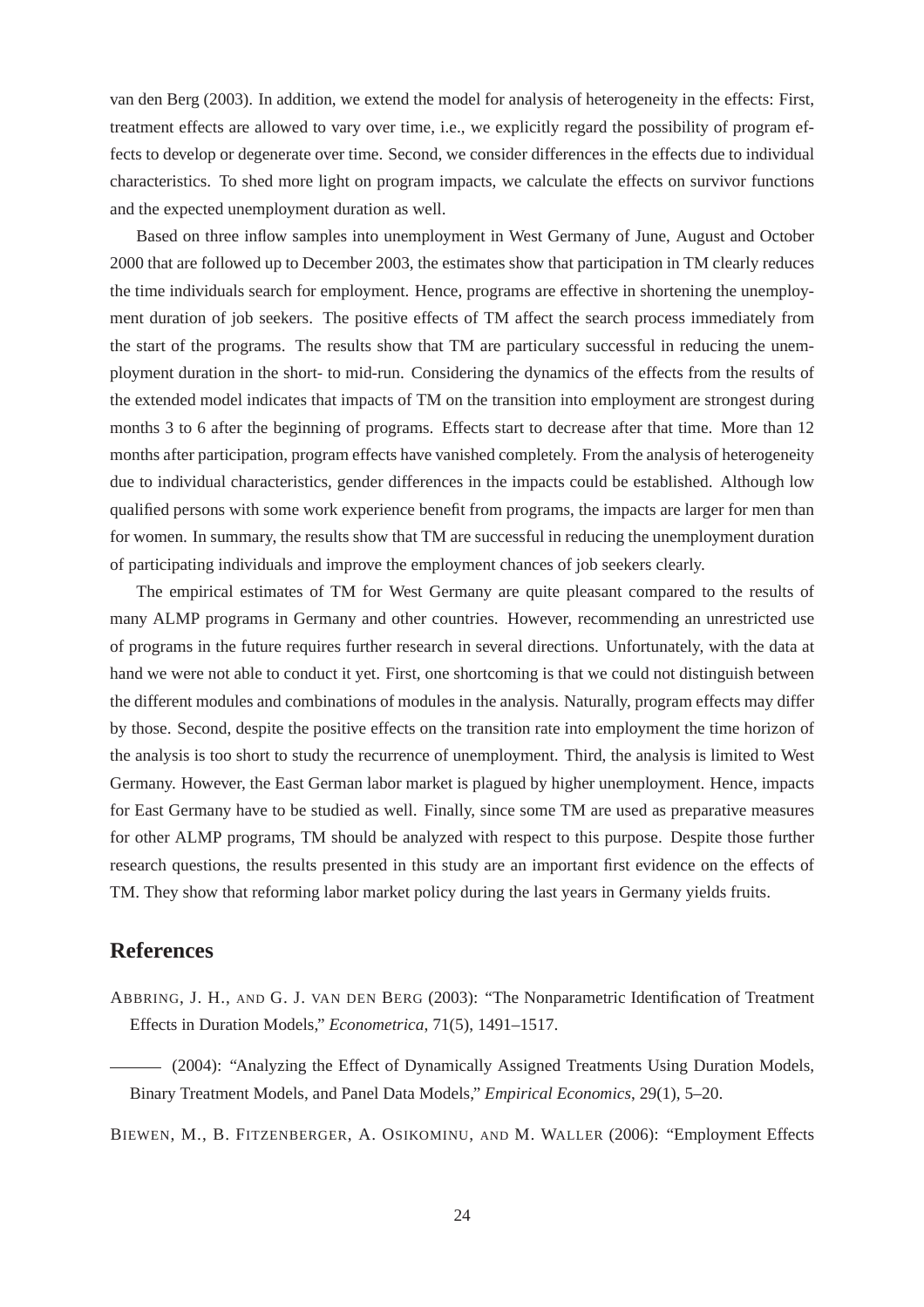van den Berg (2003). In addition, we extend the model for analysis of heterogeneity in the effects: First, treatment effects are allowed to vary over time, i.e., we explicitly regard the possibility of program effects to develop or degenerate over time. Second, we consider differences in the effects due to individual characteristics. To shed more light on program impacts, we calculate the effects on survivor functions and the expected unemployment duration as well.

Based on three inflow samples into unemployment in West Germany of June, August and October 2000 that are followed up to December 2003, the estimates show that participation in TM clearly reduces the time individuals search for employment. Hence, programs are effective in shortening the unemployment duration of job seekers. The positive effects of TM affect the search process immediately from the start of the programs. The results show that TM are particulary successful in reducing the unemployment duration in the short- to mid-run. Considering the dynamics of the effects from the results of the extended model indicates that impacts of TM on the transition into employment are strongest during months 3 to 6 after the beginning of programs. Effects start to decrease after that time. More than 12 months after participation, program effects have vanished completely. From the analysis of heterogeneity due to individual characteristics, gender differences in the impacts could be established. Although low qualified persons with some work experience benefit from programs, the impacts are larger for men than for women. In summary, the results show that TM are successful in reducing the unemployment duration of participating individuals and improve the employment chances of job seekers clearly.

The empirical estimates of TM for West Germany are quite pleasant compared to the results of many ALMP programs in Germany and other countries. However, recommending an unrestricted use of programs in the future requires further research in several directions. Unfortunately, with the data at hand we were not able to conduct it yet. First, one shortcoming is that we could not distinguish between the different modules and combinations of modules in the analysis. Naturally, program effects may differ by those. Second, despite the positive effects on the transition rate into employment the time horizon of the analysis is too short to study the recurrence of unemployment. Third, the analysis is limited to West Germany. However, the East German labor market is plagued by higher unemployment. Hence, impacts for East Germany have to be studied as well. Finally, since some TM are used as preparative measures for other ALMP programs, TM should be analyzed with respect to this purpose. Despite those further research questions, the results presented in this study are an important first evidence on the effects of TM. They show that reforming labor market policy during the last years in Germany yields fruits.

## References

Abbring, J. H., and G. J. van den Berg (2003): "The Nonparametric Identification of Treatment Effects in Duration Models," *Econometrica*, 71(5), 1491–1517.

——— (2004): "Analyzing the Effect of Dynamically Assigned Treatments Using Duration Models, Binary Treatment Models, and Panel Data Models," *Empirical Economics*, 29(1), 5–20.

Biewen, M., B. Fitzenberger, A. Osikominu, and M. Waller (2006): "Employment Effects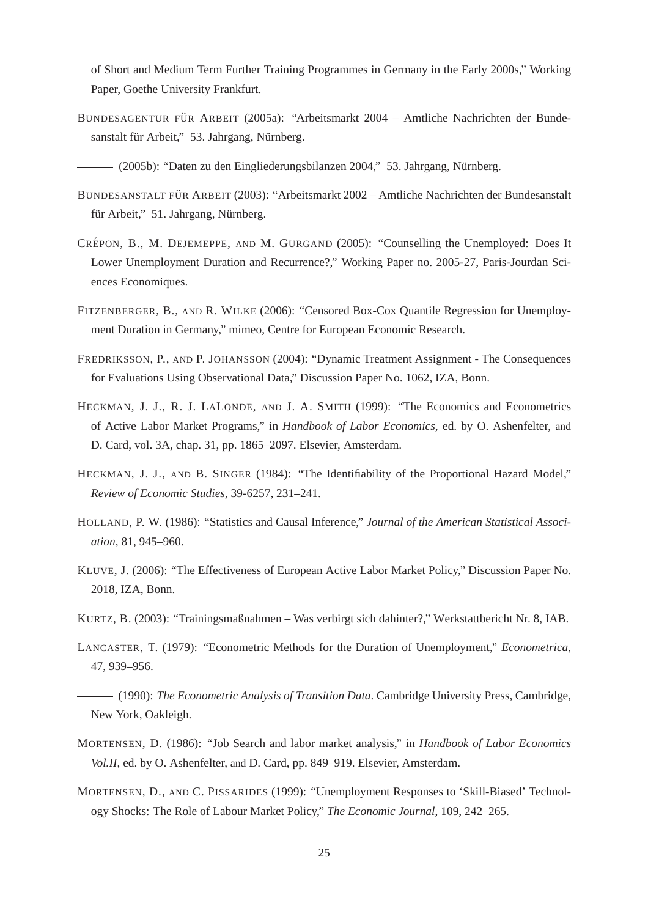of Short and Medium Term Further Training Programmes in Germany in the Early 2000s," Working Paper, Goethe University Frankfurt.

BUNDESAGENTUR FÜR ARBEIT (2005a): "Arbeitsmarkt 2004 – Amtliche Nachrichten der Bundesanstalt für Arbeit," 53. Jahrgang, Nürnberg.

——— (2005b): "Daten zu den Eingliederungsbilanzen 2004," 53. Jahrgang, Nürnberg.

BUNDESANSTALT FÜR ARBEIT (2003): "Arbeitsmarkt 2002 – Amtliche Nachrichten der Bundesanstalt für Arbeit," 51. Jahrgang, Nürnberg.

CRÉPON, B., M. DEJEMEPPE, AND M. GURGAND (2005): "Counselling the Unemployed: Does It Lower Unemployment Duration and Recurrence?," Working Paper no. 2005-27, Paris-Jourdan Sciences Economiques.

FITZENBERGER, B., AND R. WILKE (2006): "Censored Box-Cox Quantile Regression for Unemployment Duration in Germany," mimeo, Centre for European Economic Research.

FREDRIKSSON, P., AND P. JOHANSSON (2004): "Dynamic Treatment Assignment - The Consequences for Evaluations Using Observational Data," Discussion Paper No. 1062, IZA, Bonn.

HECKMAN, J. J., R. J. LALONDE, AND J. A. SMITH (1999): "The Economics and Econometrics of Active Labor Market Programs," in *Handbook of Labor Economics*, ed. by O. Ashenfelter, and D. Card, vol. 3A, chap. 31, pp. 1865–2097. Elsevier, Amsterdam.

HECKMAN, J. J., AND B. SINGER (1984): "The Identifiability of the Proportional Hazard Model," *Review of Economic Studies*, 39-6257, 231–241.

HOLLAND, P. W. (1986): "Statistics and Causal Inference," *Journal of the American Statistical Association*, 81, 945–960.

KLUVE, J. (2006): "The Effectiveness of European Active Labor Market Policy," Discussion Paper No. 2018, IZA, Bonn.

KURTZ, B. (2003): "Trainingsmaßnahmen – Was verbirgt sich dahinter?," Werkstattbericht Nr. 8, IAB.

LANCASTER, T. (1979): "Econometric Methods for the Duration of Unemployment," *Econometrica*, 47, 939–956.

——— (1990): *The Econometric Analysis of Transition Data*. Cambridge University Press, Cambridge, New York, Oakleigh.

MORTENSEN, D. (1986): "Job Search and labor market analysis," in *Handbook of Labor Economics Vol.II*, ed. by O. Ashenfelter, and D. Card, pp. 849–919. Elsevier, Amsterdam.

MORTENSEN, D., AND C. PISSARIDES (1999): "Unemployment Responses to 'Skill-Biased' Technology Shocks: The Role of Labour Market Policy," *The Economic Journal*, 109, 242–265.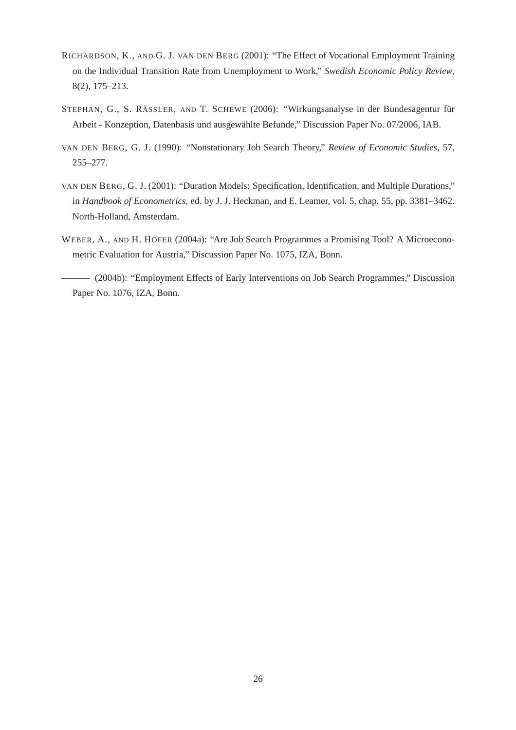RICHARDSON, K., AND G. J. VAN DEN BERG (2001): "The Effect of Vocational Employment Training on the Individual Transition Rate from Unemployment to Work," *Swedish Economic Policy Review*, 8(2), 175–213.

STEPHAN, G., S. RÄSSLER, AND T. SCHEWE (2006): "Wirkungsanalyse in der Bundesagentur für Arbeit - Konzeption, Datenbasis und ausgewählte Befunde," Discussion Paper No. 07/2006, IAB.

VAN DEN BERG, G. J. (1990): "Nonstationary Job Search Theory," *Review of Economic Studies*, 57, 255–277.

VAN DEN BERG, G. J. (2001): "Duration Models: Specification, Identification, and Multiple Durations," in *Handbook of Econometrics*, ed. by J. J. Heckman, and E. Leamer, vol. 5, chap. 55, pp. 3381–3462. North-Holland, Amsterdam.

WEBER, A., AND H. HOFER (2004a): "Are Job Search Programmes a Promising Tool? A Microeconometric Evaluation for Austria," Discussion Paper No. 1075, IZA, Bonn.

——— (2004b): "Employment Effects of Early Interventions on Job Search Programmes," Discussion Paper No. 1076, IZA, Bonn.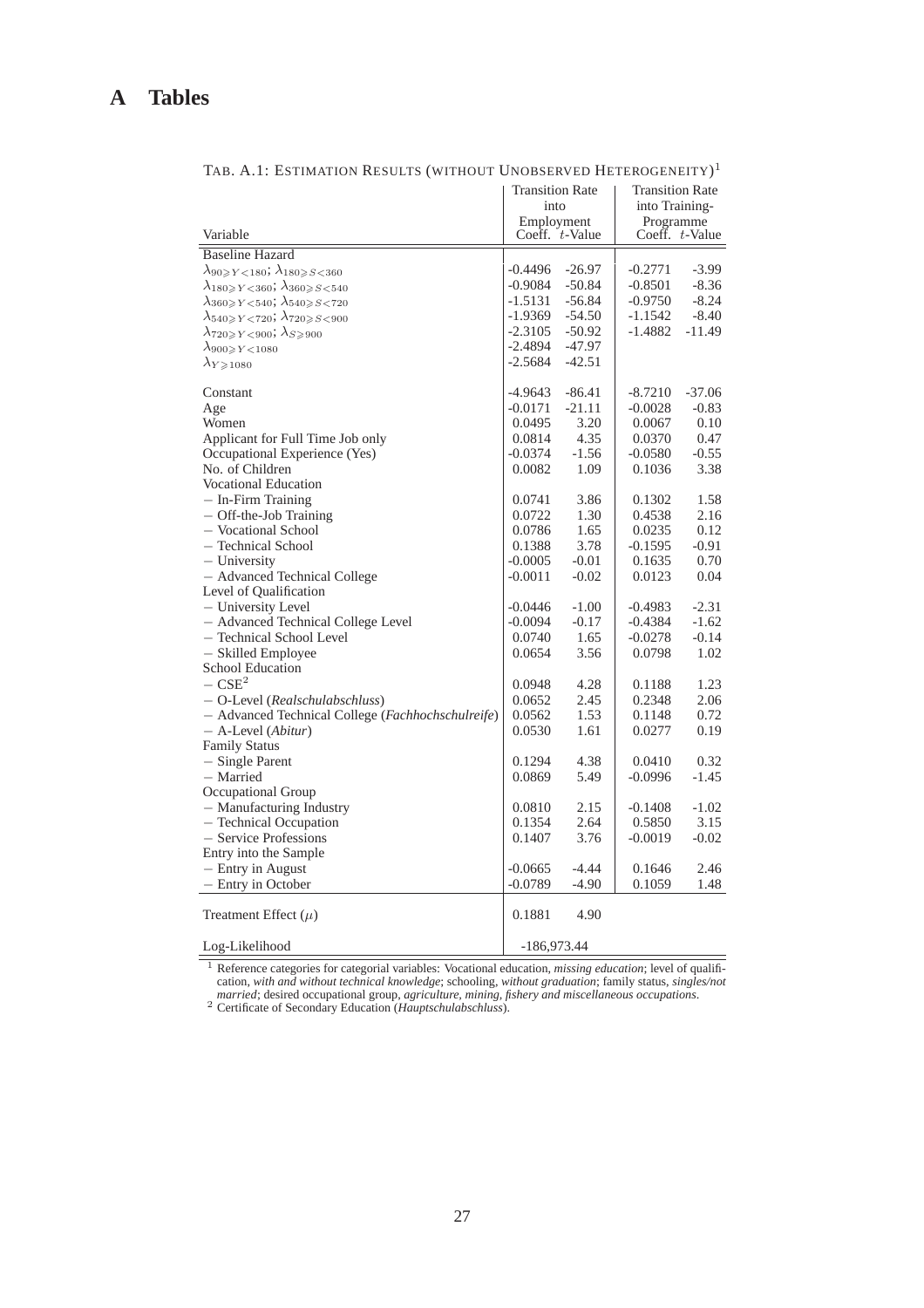# A Tables

TAB. A.1: ESTIMATION RESULTS (WITHOUT UNOBSERVED HETEROGENEITY)[1]

| Variable | Transition Rate into Employment Coeff. | $t$-Value | Transition Rate into Training-Programme Coeff. | $t$-Value |
|---|---|---|---|---|
| Baseline Hazard | | | | |
| $\lambda_{90 \geqslant Y < 180}$; $\lambda_{180 \geqslant S < 360}$ | -0.4496 | -26.97 | -0.2771 | -3.99 |
| $\lambda_{180 \geqslant Y < 360}$; $\lambda_{360 \geqslant S < 540}$ | -0.9084 | -50.84 | -0.8501 | -8.36 |
| $\lambda_{360 \geqslant Y < 540}$; $\lambda_{540 \geqslant S < 720}$ | -1.5131 | -56.84 | -0.9750 | -8.24 |
| $\lambda_{540 \geqslant Y < 720}$; $\lambda_{720 \geqslant S < 900}$ | -1.9369 | -54.50 | -1.1542 | -8.40 |
| $\lambda_{720 \geqslant Y < 900}$; $\lambda_{S \geqslant 900}$ | -2.3105 | -50.92 | -1.4882 | -11.49 |
| $\lambda_{900 \geqslant Y < 1080}$ | -2.4894 | -47.97 | | |
| $\lambda_{Y \geqslant 1080}$ | -2.5684 | -42.51 | | |
| Constant | -4.9643 | -86.41 | -8.7210 | -37.06 |
| Age | -0.0171 | -21.11 | -0.0028 | -0.83 |
| Women | 0.0495 | 3.20 | 0.0067 | 0.10 |
| Applicant for Full Time Job only | 0.0814 | 4.35 | 0.0370 | 0.47 |
| Occupational Experience (Yes) | -0.0374 | -1.56 | -0.0580 | -0.55 |
| No. of Children | 0.0082 | 1.09 | 0.1036 | 3.38 |
| Vocational Education | | | | |
| – In-Firm Training | 0.0741 | 3.86 | 0.1302 | 1.58 |
| – Off-the-Job Training | 0.0722 | 1.30 | 0.4538 | 2.16 |
| – Vocational School | 0.0786 | 1.65 | 0.0235 | 0.12 |
| – Technical School | 0.1388 | 3.78 | -0.1595 | -0.91 |
| – University | -0.0005 | -0.01 | 0.1635 | 0.70 |
| – Advanced Technical College | -0.0011 | -0.02 | 0.0123 | 0.04 |
| Level of Qualification | | | | |
| – University Level | -0.0446 | -1.00 | -0.4983 | -2.31 |
| – Advanced Technical College Level | -0.0094 | -0.17 | -0.4384 | -1.62 |
| – Technical School Level | 0.0740 | 1.65 | -0.0278 | -0.14 |
| – Skilled Employee | 0.0654 | 3.56 | 0.0798 | 1.02 |
| School Education | | | | |
| – CSE[2] | 0.0948 | 4.28 | 0.1188 | 1.23 |
| – O-Level (*Realschulabschluss*) | 0.0652 | 2.45 | 0.2348 | 2.06 |
| – Advanced Technical College (*Fachhochschulreife*) | 0.0562 | 1.53 | 0.1148 | 0.72 |
| – A-Level (*Abitur*) | 0.0530 | 1.61 | 0.0277 | 0.19 |
| Family Status | | | | |
| – Single Parent | 0.1294 | 4.38 | 0.0410 | 0.32 |
| – Married | 0.0869 | 5.49 | -0.0996 | -1.45 |
| Occupational Group | | | | |
| – Manufacturing Industry | 0.0810 | 2.15 | -0.1408 | -1.02 |
| – Technical Occupation | 0.1354 | 2.64 | 0.5850 | 3.15 |
| – Service Professions | 0.1407 | 3.76 | -0.0019 | -0.02 |
| Entry into the Sample | | | | |
| – Entry in August | -0.0665 | -4.44 | 0.1646 | 2.46 |
| – Entry in October | -0.0789 | -4.90 | 0.1059 | 1.48 |
| Treatment Effect ($\mu$) | 0.1881 | 4.90 | | |
| Log-Likelihood | -186,973.44 | | | |

[1] Reference categories for categorial variables: Vocational education, *missing education*; level of qualification, *with and without technical knowledge*; schooling, *without graduation*; family status, *singles/not married*; desired occupational group, *agriculture, mining, fishery and miscellaneous occupations*.
[2] Certificate of Secondary Education (*Hauptschulabschluss*).